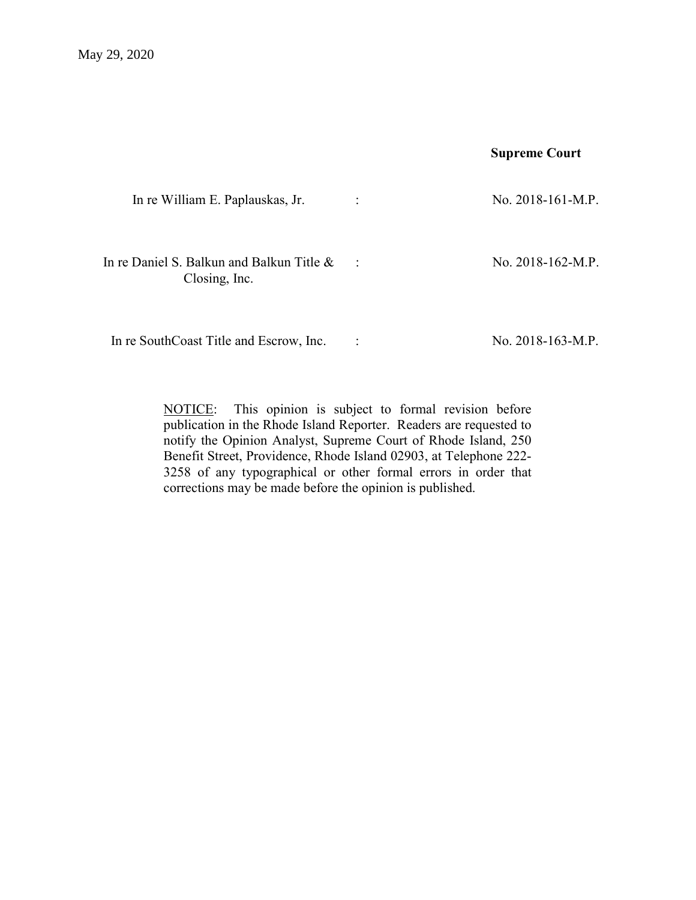May 29, 2020

**Supreme Court**

| | | |
|---|---|---|
| In re William E. Paplauskas, Jr. | : | No. 2018-161-M.P. |
| In re Daniel S. Balkun and Balkun Title & Closing, Inc. | : | No. 2018-162-M.P. |
| In re SouthCoast Title and Escrow, Inc. | : | No. 2018-163-M.P. |

NOTICE: This opinion is subject to formal revision before publication in the Rhode Island Reporter. Readers are requested to notify the Opinion Analyst, Supreme Court of Rhode Island, 250 Benefit Street, Providence, Rhode Island 02903, at Telephone 222-3258 of any typographical or other formal errors in order that corrections may be made before the opinion is published.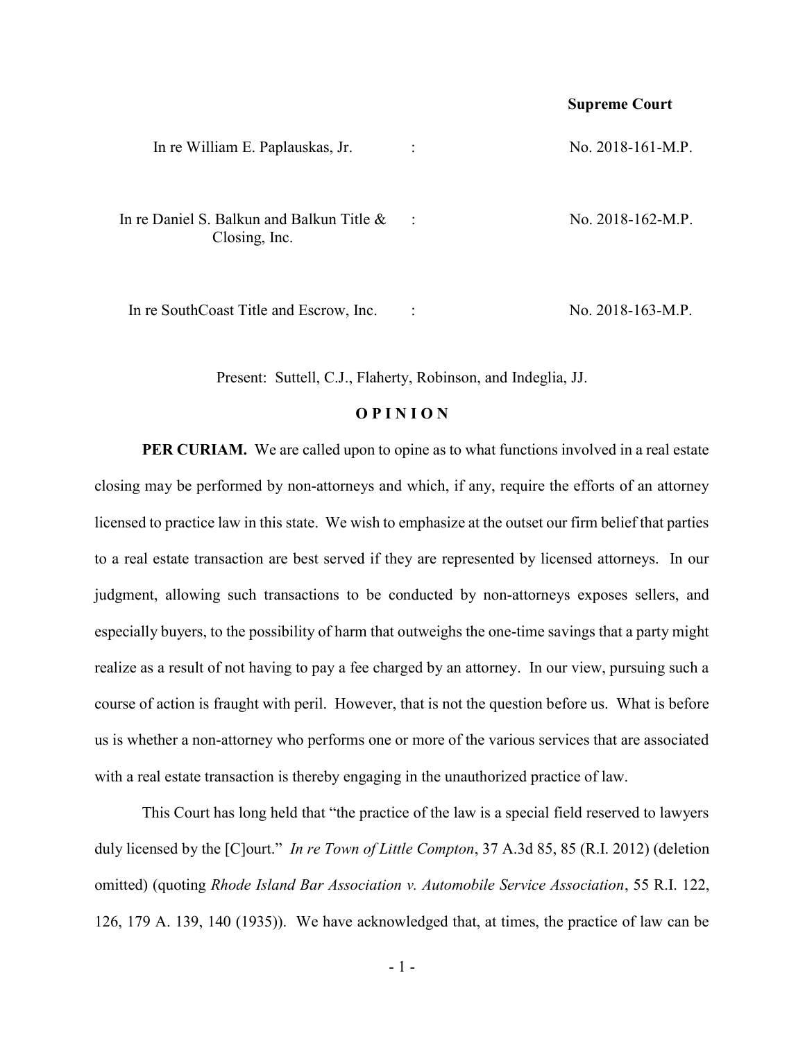**Supreme Court**

| | | |
|---|---|---|
| In re William E. Paplauskas, Jr. | : | No. 2018-161-M.P. |
| In re Daniel S. Balkun and Balkun Title & Closing, Inc. | : | No. 2018-162-M.P. |
| In re SouthCoast Title and Escrow, Inc. | : | No. 2018-163-M.P. |

Present: Suttell, C.J., Flaherty, Robinson, and Indeglia, JJ.

**O P I N I O N**

**PER CURIAM.** We are called upon to opine as to what functions involved in a real estate closing may be performed by non-attorneys and which, if any, require the efforts of an attorney licensed to practice law in this state. We wish to emphasize at the outset our firm belief that parties to a real estate transaction are best served if they are represented by licensed attorneys. In our judgment, allowing such transactions to be conducted by non-attorneys exposes sellers, and especially buyers, to the possibility of harm that outweighs the one-time savings that a party might realize as a result of not having to pay a fee charged by an attorney. In our view, pursuing such a course of action is fraught with peril. However, that is not the question before us. What is before us is whether a non-attorney who performs one or more of the various services that are associated with a real estate transaction is thereby engaging in the unauthorized practice of law.

This Court has long held that "the practice of the law is a special field reserved to lawyers duly licensed by the [C]ourt." *In re Town of Little Compton*, 37 A.3d 85, 85 (R.I. 2012) (deletion omitted) (quoting *Rhode Island Bar Association v. Automobile Service Association*, 55 R.I. 122, 126, 179 A. 139, 140 (1935)). We have acknowledged that, at times, the practice of law can be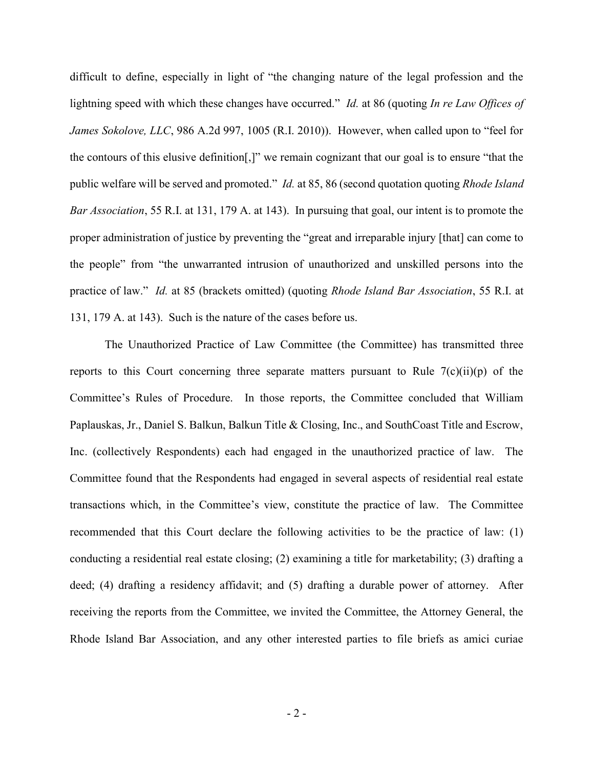difficult to define, especially in light of "the changing nature of the legal profession and the lightning speed with which these changes have occurred." *Id.* at 86 (quoting *In re Law Offices of James Sokolove, LLC*, 986 A.2d 997, 1005 (R.I. 2010)). However, when called upon to "feel for the contours of this elusive definition[,]" we remain cognizant that our goal is to ensure "that the public welfare will be served and promoted." *Id.* at 85, 86 (second quotation quoting *Rhode Island Bar Association*, 55 R.I. at 131, 179 A. at 143). In pursuing that goal, our intent is to promote the proper administration of justice by preventing the "great and irreparable injury [that] can come to the people" from "the unwarranted intrusion of unauthorized and unskilled persons into the practice of law." *Id.* at 85 (brackets omitted) (quoting *Rhode Island Bar Association*, 55 R.I. at 131, 179 A. at 143). Such is the nature of the cases before us.

The Unauthorized Practice of Law Committee (the Committee) has transmitted three reports to this Court concerning three separate matters pursuant to Rule 7(c)(ii)(p) of the Committee's Rules of Procedure. In those reports, the Committee concluded that William Paplauskas, Jr., Daniel S. Balkun, Balkun Title & Closing, Inc., and SouthCoast Title and Escrow, Inc. (collectively Respondents) each had engaged in the unauthorized practice of law. The Committee found that the Respondents had engaged in several aspects of residential real estate transactions which, in the Committee's view, constitute the practice of law. The Committee recommended that this Court declare the following activities to be the practice of law: (1) conducting a residential real estate closing; (2) examining a title for marketability; (3) drafting a deed; (4) drafting a residency affidavit; and (5) drafting a durable power of attorney. After receiving the reports from the Committee, we invited the Committee, the Attorney General, the Rhode Island Bar Association, and any other interested parties to file briefs as amici curiae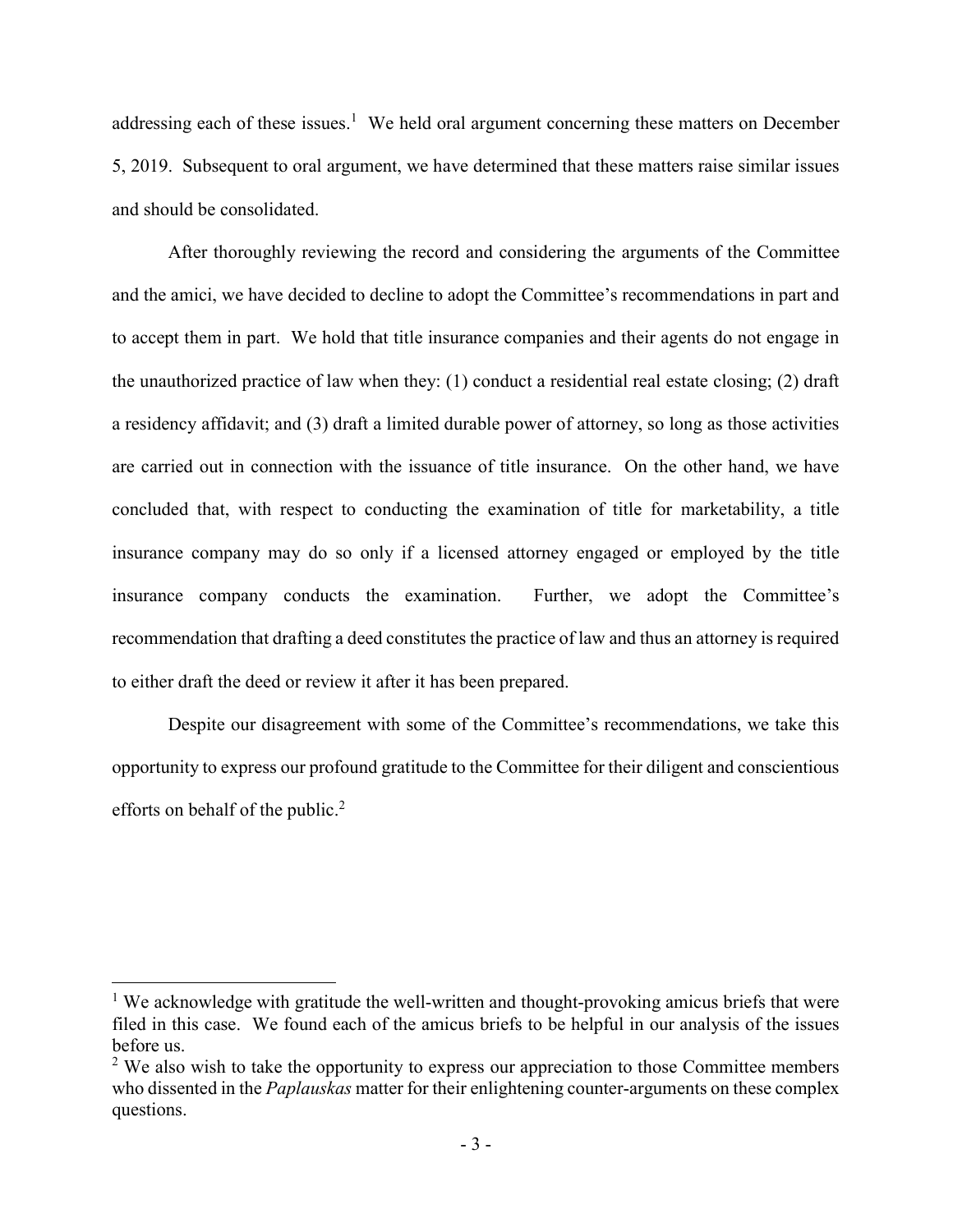addressing each of these issues.[1] We held oral argument concerning these matters on December 5, 2019. Subsequent to oral argument, we have determined that these matters raise similar issues and should be consolidated.

After thoroughly reviewing the record and considering the arguments of the Committee and the amici, we have decided to decline to adopt the Committee's recommendations in part and to accept them in part. We hold that title insurance companies and their agents do not engage in the unauthorized practice of law when they: (1) conduct a residential real estate closing; (2) draft a residency affidavit; and (3) draft a limited durable power of attorney, so long as those activities are carried out in connection with the issuance of title insurance. On the other hand, we have concluded that, with respect to conducting the examination of title for marketability, a title insurance company may do so only if a licensed attorney engaged or employed by the title insurance company conducts the examination. Further, we adopt the Committee's recommendation that drafting a deed constitutes the practice of law and thus an attorney is required to either draft the deed or review it after it has been prepared.

Despite our disagreement with some of the Committee's recommendations, we take this opportunity to express our profound gratitude to the Committee for their diligent and conscientious efforts on behalf of the public.[2]

---

[1] We acknowledge with gratitude the well-written and thought-provoking amicus briefs that were filed in this case. We found each of the amicus briefs to be helpful in our analysis of the issues before us.

[2] We also wish to take the opportunity to express our appreciation to those Committee members who dissented in the *Paplauskas* matter for their enlightening counter-arguments on these complex questions.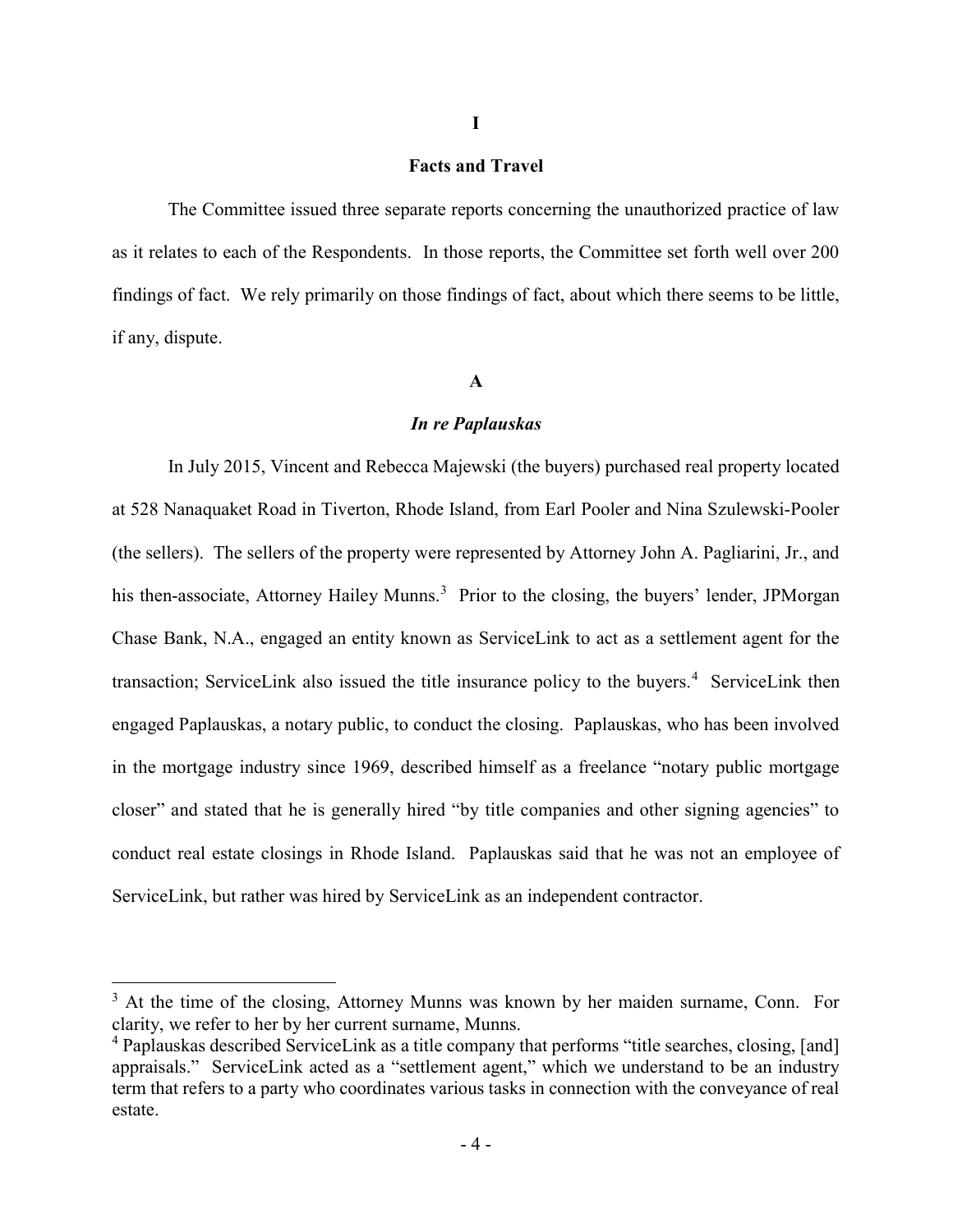# I

## Facts and Travel

The Committee issued three separate reports concerning the unauthorized practice of law as it relates to each of the Respondents. In those reports, the Committee set forth well over 200 findings of fact. We rely primarily on those findings of fact, about which there seems to be little, if any, dispute.

### A

### *In re Paplauskas*

In July 2015, Vincent and Rebecca Majewski (the buyers) purchased real property located at 528 Nanaquaket Road in Tiverton, Rhode Island, from Earl Pooler and Nina Szulewski-Pooler (the sellers). The sellers of the property were represented by Attorney John A. Pagliarini, Jr., and his then-associate, Attorney Hailey Munns.[3] Prior to the closing, the buyers' lender, JPMorgan Chase Bank, N.A., engaged an entity known as ServiceLink to act as a settlement agent for the transaction; ServiceLink also issued the title insurance policy to the buyers.[4] ServiceLink then engaged Paplauskas, a notary public, to conduct the closing. Paplauskas, who has been involved in the mortgage industry since 1969, described himself as a freelance "notary public mortgage closer" and stated that he is generally hired "by title companies and other signing agencies" to conduct real estate closings in Rhode Island. Paplauskas said that he was not an employee of ServiceLink, but rather was hired by ServiceLink as an independent contractor.

---

[3] At the time of the closing, Attorney Munns was known by her maiden surname, Conn. For clarity, we refer to her by her current surname, Munns.

[4] Paplauskas described ServiceLink as a title company that performs "title searches, closing, [and] appraisals." ServiceLink acted as a "settlement agent," which we understand to be an industry term that refers to a party who coordinates various tasks in connection with the conveyance of real estate.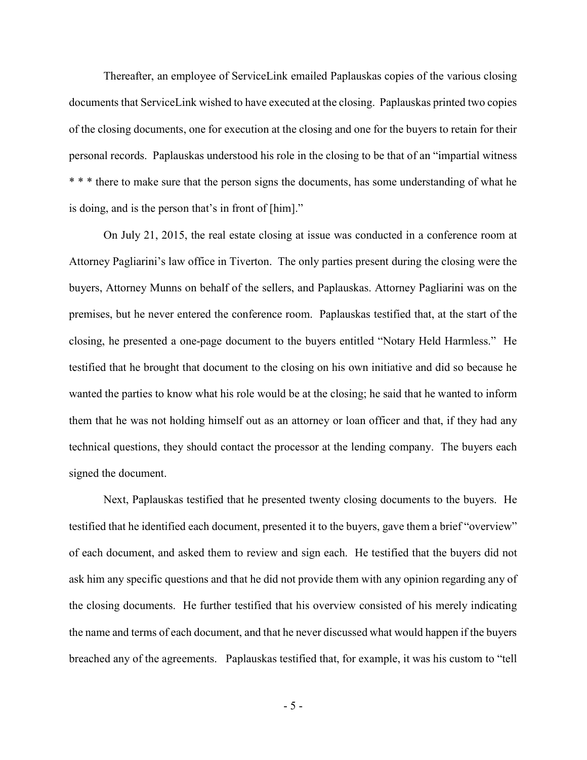Thereafter, an employee of ServiceLink emailed Paplauskas copies of the various closing documents that ServiceLink wished to have executed at the closing. Paplauskas printed two copies of the closing documents, one for execution at the closing and one for the buyers to retain for their personal records. Paplauskas understood his role in the closing to be that of an "impartial witness * * * there to make sure that the person signs the documents, has some understanding of what he is doing, and is the person that's in front of [him]."

On July 21, 2015, the real estate closing at issue was conducted in a conference room at Attorney Pagliarini's law office in Tiverton. The only parties present during the closing were the buyers, Attorney Munns on behalf of the sellers, and Paplauskas. Attorney Pagliarini was on the premises, but he never entered the conference room. Paplauskas testified that, at the start of the closing, he presented a one-page document to the buyers entitled "Notary Held Harmless." He testified that he brought that document to the closing on his own initiative and did so because he wanted the parties to know what his role would be at the closing; he said that he wanted to inform them that he was not holding himself out as an attorney or loan officer and that, if they had any technical questions, they should contact the processor at the lending company. The buyers each signed the document.

Next, Paplauskas testified that he presented twenty closing documents to the buyers. He testified that he identified each document, presented it to the buyers, gave them a brief "overview" of each document, and asked them to review and sign each. He testified that the buyers did not ask him any specific questions and that he did not provide them with any opinion regarding any of the closing documents. He further testified that his overview consisted of his merely indicating the name and terms of each document, and that he never discussed what would happen if the buyers breached any of the agreements. Paplauskas testified that, for example, it was his custom to "tell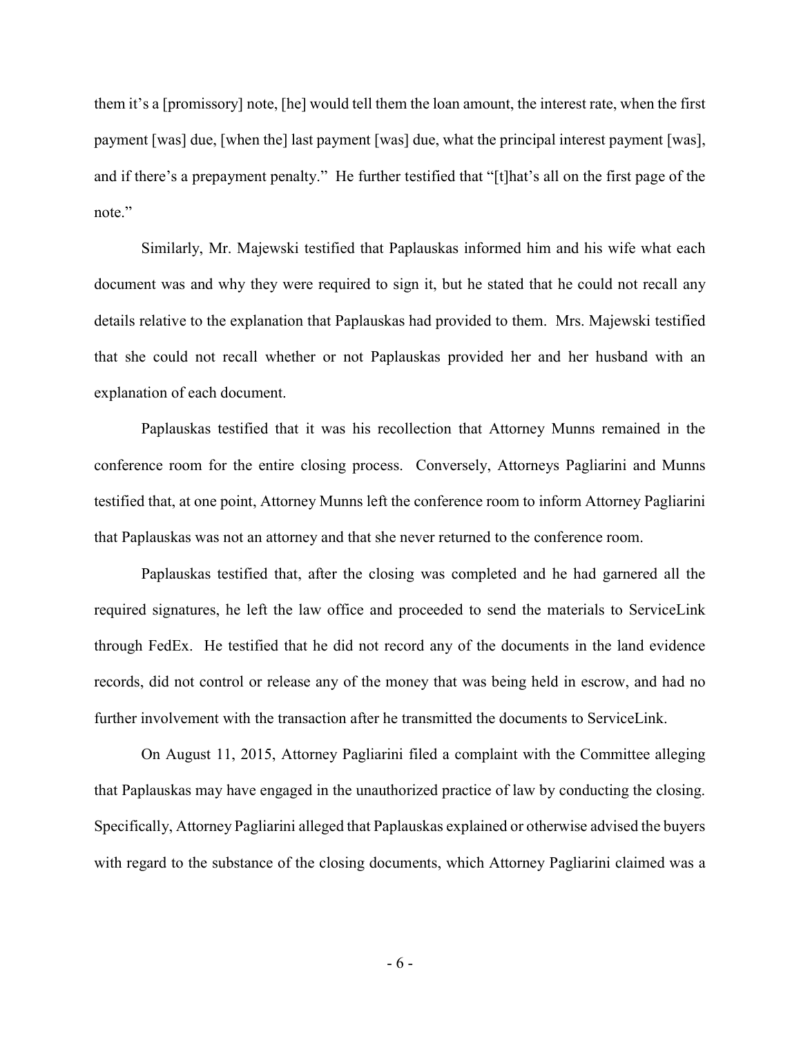them it's a [promissory] note, [he] would tell them the loan amount, the interest rate, when the first payment [was] due, [when the] last payment [was] due, what the principal interest payment [was], and if there's a prepayment penalty." He further testified that "[t]hat's all on the first page of the note."

Similarly, Mr. Majewski testified that Paplauskas informed him and his wife what each document was and why they were required to sign it, but he stated that he could not recall any details relative to the explanation that Paplauskas had provided to them. Mrs. Majewski testified that she could not recall whether or not Paplauskas provided her and her husband with an explanation of each document.

Paplauskas testified that it was his recollection that Attorney Munns remained in the conference room for the entire closing process. Conversely, Attorneys Pagliarini and Munns testified that, at one point, Attorney Munns left the conference room to inform Attorney Pagliarini that Paplauskas was not an attorney and that she never returned to the conference room.

Paplauskas testified that, after the closing was completed and he had garnered all the required signatures, he left the law office and proceeded to send the materials to ServiceLink through FedEx. He testified that he did not record any of the documents in the land evidence records, did not control or release any of the money that was being held in escrow, and had no further involvement with the transaction after he transmitted the documents to ServiceLink.

On August 11, 2015, Attorney Pagliarini filed a complaint with the Committee alleging that Paplauskas may have engaged in the unauthorized practice of law by conducting the closing. Specifically, Attorney Pagliarini alleged that Paplauskas explained or otherwise advised the buyers with regard to the substance of the closing documents, which Attorney Pagliarini claimed was a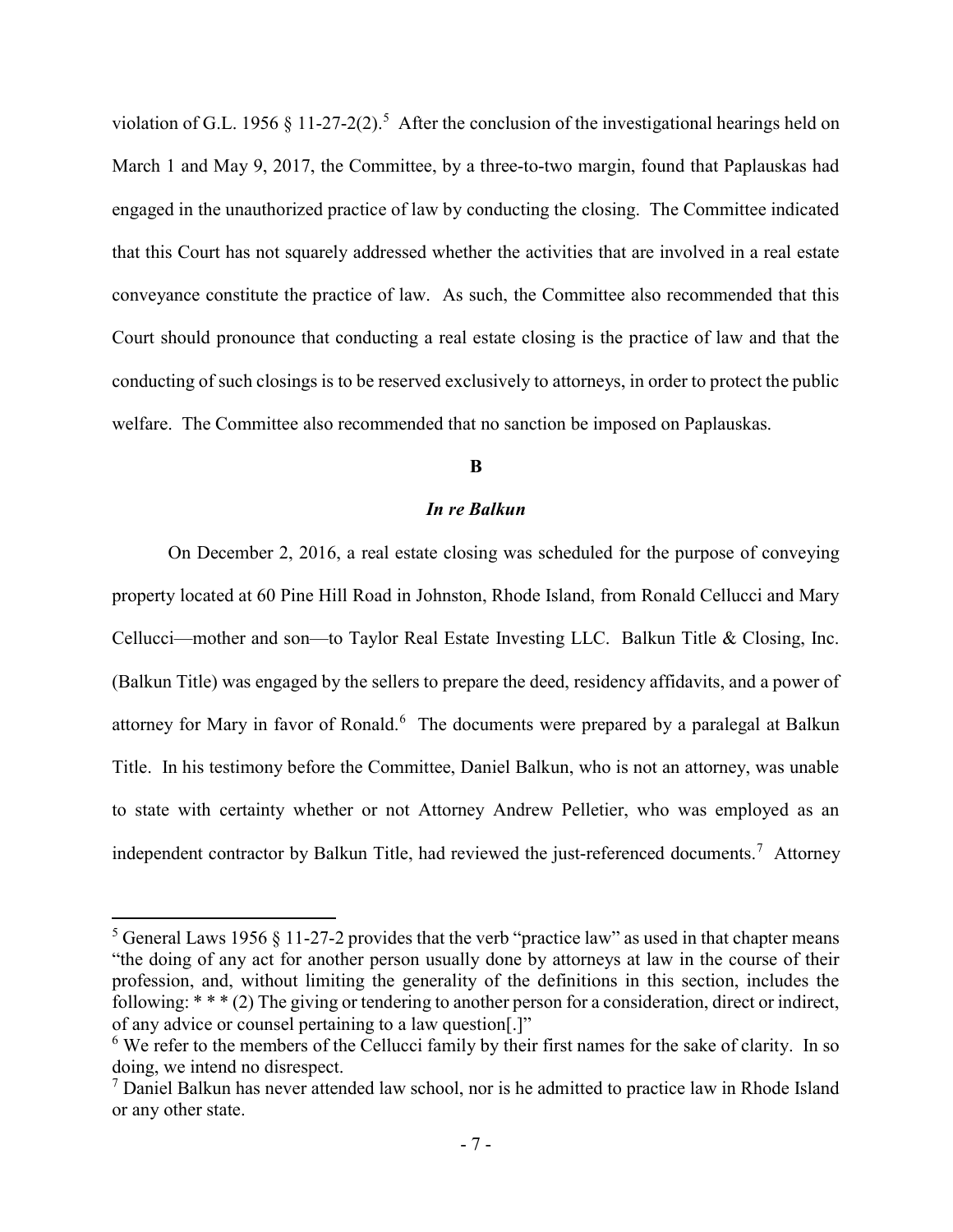violation of G.L. 1956 § 11-27-2(2).[5] After the conclusion of the investigational hearings held on March 1 and May 9, 2017, the Committee, by a three-to-two margin, found that Paplauskas had engaged in the unauthorized practice of law by conducting the closing. The Committee indicated that this Court has not squarely addressed whether the activities that are involved in a real estate conveyance constitute the practice of law. As such, the Committee also recommended that this Court should pronounce that conducting a real estate closing is the practice of law and that the conducting of such closings is to be reserved exclusively to attorneys, in order to protect the public welfare. The Committee also recommended that no sanction be imposed on Paplauskas.

### B

### *In re Balkun*

On December 2, 2016, a real estate closing was scheduled for the purpose of conveying property located at 60 Pine Hill Road in Johnston, Rhode Island, from Ronald Cellucci and Mary Cellucci—mother and son—to Taylor Real Estate Investing LLC. Balkun Title & Closing, Inc. (Balkun Title) was engaged by the sellers to prepare the deed, residency affidavits, and a power of attorney for Mary in favor of Ronald.[6] The documents were prepared by a paralegal at Balkun Title. In his testimony before the Committee, Daniel Balkun, who is not an attorney, was unable to state with certainty whether or not Attorney Andrew Pelletier, who was employed as an independent contractor by Balkun Title, had reviewed the just-referenced documents.[7] Attorney

---

[5] General Laws 1956 § 11-27-2 provides that the verb "practice law" as used in that chapter means "the doing of any act for another person usually done by attorneys at law in the course of their profession, and, without limiting the generality of the definitions in this section, includes the following: * * * (2) The giving or tendering to another person for a consideration, direct or indirect, of any advice or counsel pertaining to a law question[.]"

[6] We refer to the members of the Cellucci family by their first names for the sake of clarity. In so doing, we intend no disrespect.

[7] Daniel Balkun has never attended law school, nor is he admitted to practice law in Rhode Island or any other state.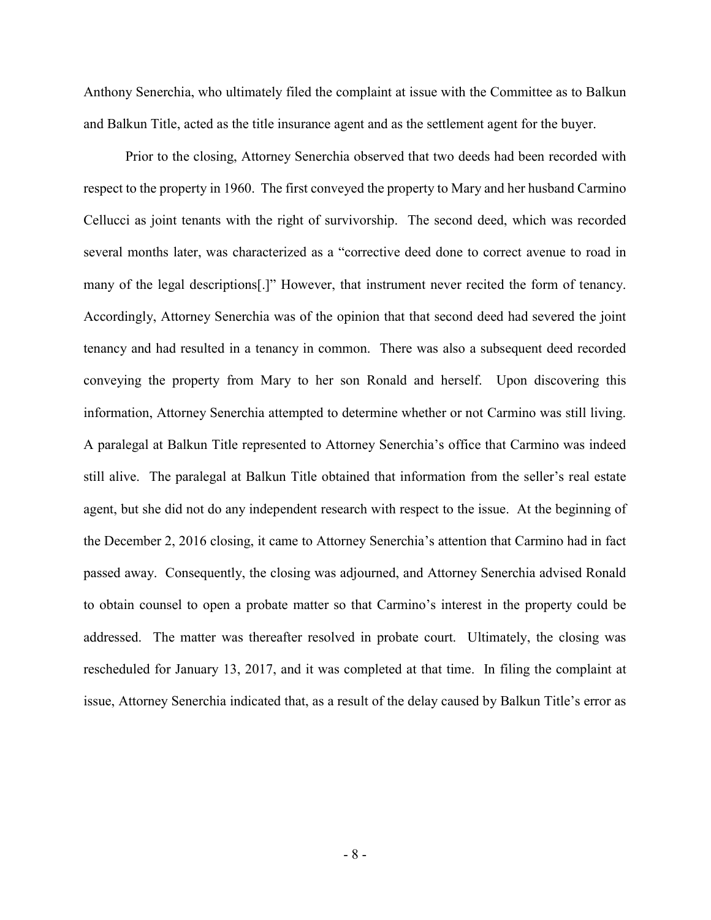Anthony Senerchia, who ultimately filed the complaint at issue with the Committee as to Balkun and Balkun Title, acted as the title insurance agent and as the settlement agent for the buyer.

Prior to the closing, Attorney Senerchia observed that two deeds had been recorded with respect to the property in 1960. The first conveyed the property to Mary and her husband Carmino Cellucci as joint tenants with the right of survivorship. The second deed, which was recorded several months later, was characterized as a "corrective deed done to correct avenue to road in many of the legal descriptions[.]" However, that instrument never recited the form of tenancy. Accordingly, Attorney Senerchia was of the opinion that that second deed had severed the joint tenancy and had resulted in a tenancy in common. There was also a subsequent deed recorded conveying the property from Mary to her son Ronald and herself. Upon discovering this information, Attorney Senerchia attempted to determine whether or not Carmino was still living. A paralegal at Balkun Title represented to Attorney Senerchia's office that Carmino was indeed still alive. The paralegal at Balkun Title obtained that information from the seller's real estate agent, but she did not do any independent research with respect to the issue. At the beginning of the December 2, 2016 closing, it came to Attorney Senerchia's attention that Carmino had in fact passed away. Consequently, the closing was adjourned, and Attorney Senerchia advised Ronald to obtain counsel to open a probate matter so that Carmino's interest in the property could be addressed. The matter was thereafter resolved in probate court. Ultimately, the closing was rescheduled for January 13, 2017, and it was completed at that time. In filing the complaint at issue, Attorney Senerchia indicated that, as a result of the delay caused by Balkun Title's error as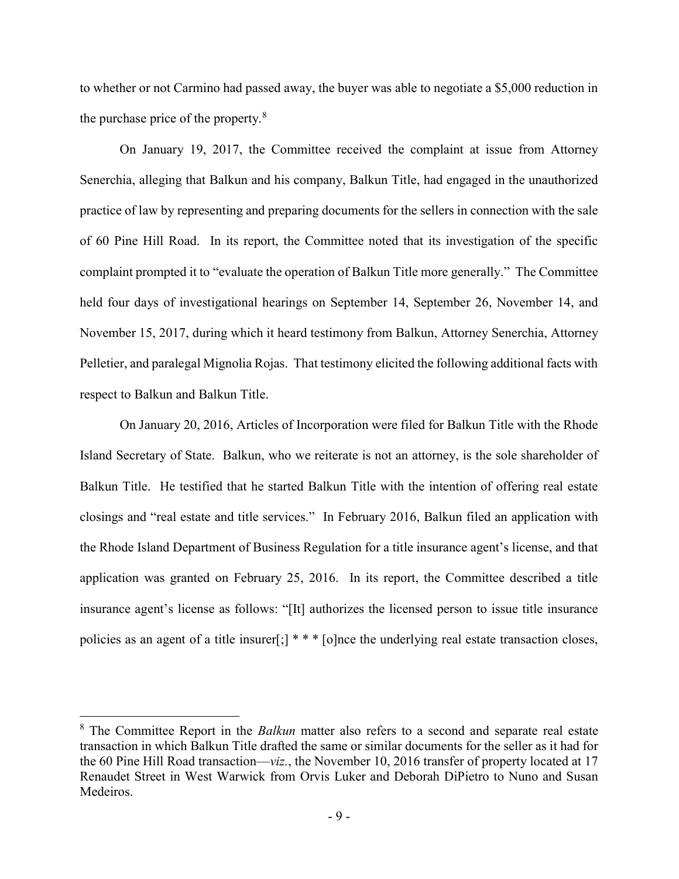to whether or not Carmino had passed away, the buyer was able to negotiate a $5,000 reduction in the purchase price of the property.[8]

On January 19, 2017, the Committee received the complaint at issue from Attorney Senerchia, alleging that Balkun and his company, Balkun Title, had engaged in the unauthorized practice of law by representing and preparing documents for the sellers in connection with the sale of 60 Pine Hill Road. In its report, the Committee noted that its investigation of the specific complaint prompted it to "evaluate the operation of Balkun Title more generally." The Committee held four days of investigational hearings on September 14, September 26, November 14, and November 15, 2017, during which it heard testimony from Balkun, Attorney Senerchia, Attorney Pelletier, and paralegal Mignolia Rojas. That testimony elicited the following additional facts with respect to Balkun and Balkun Title.

On January 20, 2016, Articles of Incorporation were filed for Balkun Title with the Rhode Island Secretary of State. Balkun, who we reiterate is not an attorney, is the sole shareholder of Balkun Title. He testified that he started Balkun Title with the intention of offering real estate closings and "real estate and title services." In February 2016, Balkun filed an application with the Rhode Island Department of Business Regulation for a title insurance agent's license, and that application was granted on February 25, 2016. In its report, the Committee described a title insurance agent's license as follows: "[It] authorizes the licensed person to issue title insurance policies as an agent of a title insurer[;] * * * [o]nce the underlying real estate transaction closes,

---

[8] The Committee Report in the *Balkun* matter also refers to a second and separate real estate transaction in which Balkun Title drafted the same or similar documents for the seller as it had for the 60 Pine Hill Road transaction—*viz.*, the November 10, 2016 transfer of property located at 17 Renaudet Street in West Warwick from Orvis Luker and Deborah DiPietro to Nuno and Susan Medeiros.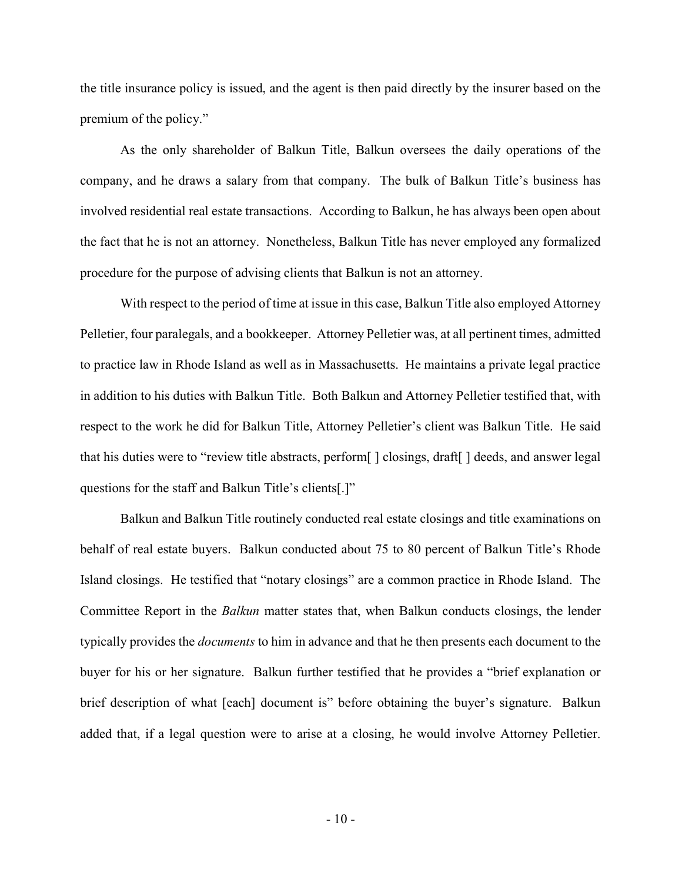the title insurance policy is issued, and the agent is then paid directly by the insurer based on the premium of the policy."

As the only shareholder of Balkun Title, Balkun oversees the daily operations of the company, and he draws a salary from that company. The bulk of Balkun Title's business has involved residential real estate transactions. According to Balkun, he has always been open about the fact that he is not an attorney. Nonetheless, Balkun Title has never employed any formalized procedure for the purpose of advising clients that Balkun is not an attorney.

With respect to the period of time at issue in this case, Balkun Title also employed Attorney Pelletier, four paralegals, and a bookkeeper. Attorney Pelletier was, at all pertinent times, admitted to practice law in Rhode Island as well as in Massachusetts. He maintains a private legal practice in addition to his duties with Balkun Title. Both Balkun and Attorney Pelletier testified that, with respect to the work he did for Balkun Title, Attorney Pelletier's client was Balkun Title. He said that his duties were to "review title abstracts, perform[ ] closings, draft[ ] deeds, and answer legal questions for the staff and Balkun Title's clients[.]"

Balkun and Balkun Title routinely conducted real estate closings and title examinations on behalf of real estate buyers. Balkun conducted about 75 to 80 percent of Balkun Title's Rhode Island closings. He testified that "notary closings" are a common practice in Rhode Island. The Committee Report in the *Balkun* matter states that, when Balkun conducts closings, the lender typically provides the *documents* to him in advance and that he then presents each document to the buyer for his or her signature. Balkun further testified that he provides a "brief explanation or brief description of what [each] document is" before obtaining the buyer's signature. Balkun added that, if a legal question were to arise at a closing, he would involve Attorney Pelletier.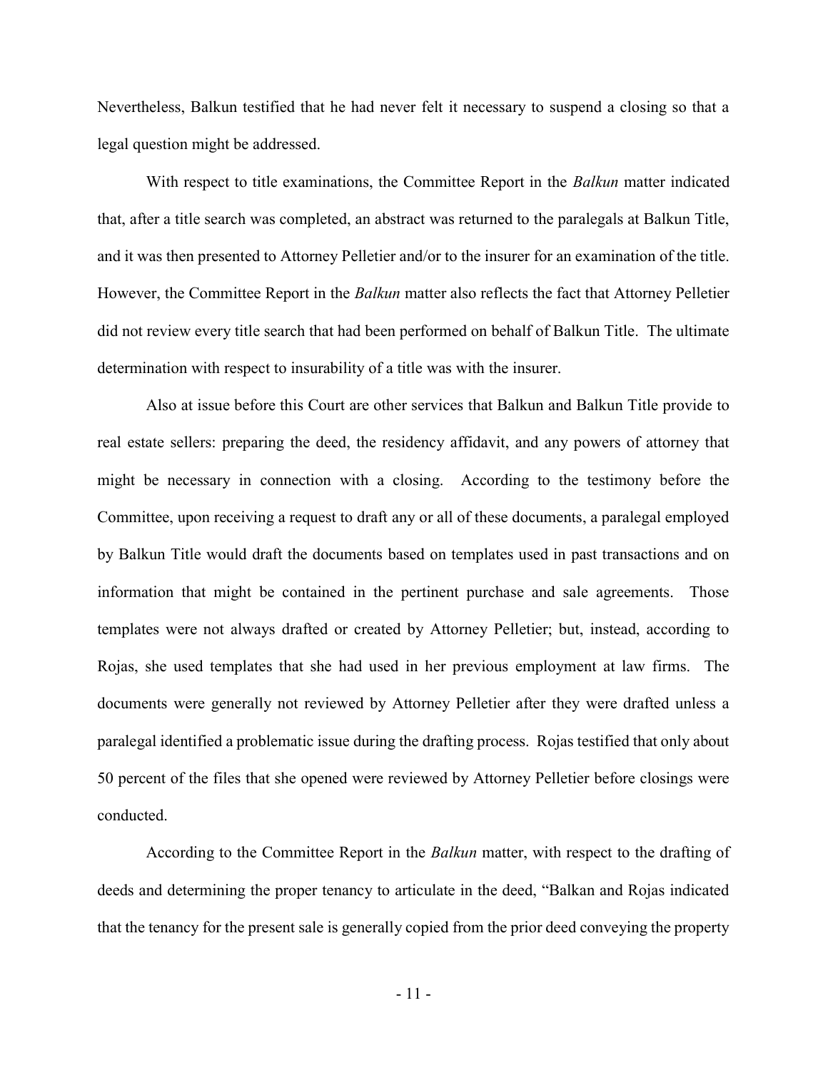Nevertheless, Balkun testified that he had never felt it necessary to suspend a closing so that a legal question might be addressed.

With respect to title examinations, the Committee Report in the *Balkun* matter indicated that, after a title search was completed, an abstract was returned to the paralegals at Balkun Title, and it was then presented to Attorney Pelletier and/or to the insurer for an examination of the title. However, the Committee Report in the *Balkun* matter also reflects the fact that Attorney Pelletier did not review every title search that had been performed on behalf of Balkun Title. The ultimate determination with respect to insurability of a title was with the insurer.

Also at issue before this Court are other services that Balkun and Balkun Title provide to real estate sellers: preparing the deed, the residency affidavit, and any powers of attorney that might be necessary in connection with a closing. According to the testimony before the Committee, upon receiving a request to draft any or all of these documents, a paralegal employed by Balkun Title would draft the documents based on templates used in past transactions and on information that might be contained in the pertinent purchase and sale agreements. Those templates were not always drafted or created by Attorney Pelletier; but, instead, according to Rojas, she used templates that she had used in her previous employment at law firms. The documents were generally not reviewed by Attorney Pelletier after they were drafted unless a paralegal identified a problematic issue during the drafting process. Rojas testified that only about 50 percent of the files that she opened were reviewed by Attorney Pelletier before closings were conducted.

According to the Committee Report in the *Balkun* matter, with respect to the drafting of deeds and determining the proper tenancy to articulate in the deed, "Balkan and Rojas indicated that the tenancy for the present sale is generally copied from the prior deed conveying the property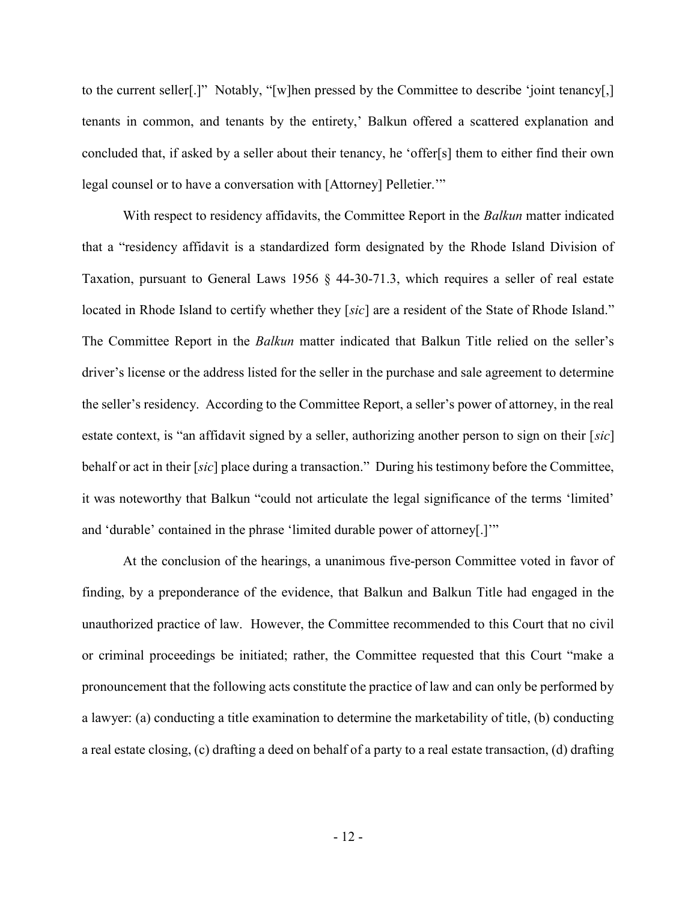to the current seller[.]" Notably, "[w]hen pressed by the Committee to describe 'joint tenancy[,] tenants in common, and tenants by the entirety,' Balkun offered a scattered explanation and concluded that, if asked by a seller about their tenancy, he 'offer[s] them to either find their own legal counsel or to have a conversation with [Attorney] Pelletier.'"

With respect to residency affidavits, the Committee Report in the *Balkun* matter indicated that a "residency affidavit is a standardized form designated by the Rhode Island Division of Taxation, pursuant to General Laws 1956 § 44-30-71.3, which requires a seller of real estate located in Rhode Island to certify whether they [*sic*] are a resident of the State of Rhode Island." The Committee Report in the *Balkun* matter indicated that Balkun Title relied on the seller's driver's license or the address listed for the seller in the purchase and sale agreement to determine the seller's residency. According to the Committee Report, a seller's power of attorney, in the real estate context, is "an affidavit signed by a seller, authorizing another person to sign on their [*sic*] behalf or act in their [*sic*] place during a transaction." During his testimony before the Committee, it was noteworthy that Balkun "could not articulate the legal significance of the terms 'limited' and 'durable' contained in the phrase 'limited durable power of attorney[.]'"

At the conclusion of the hearings, a unanimous five-person Committee voted in favor of finding, by a preponderance of the evidence, that Balkun and Balkun Title had engaged in the unauthorized practice of law. However, the Committee recommended to this Court that no civil or criminal proceedings be initiated; rather, the Committee requested that this Court "make a pronouncement that the following acts constitute the practice of law and can only be performed by a lawyer: (a) conducting a title examination to determine the marketability of title, (b) conducting a real estate closing, (c) drafting a deed on behalf of a party to a real estate transaction, (d) drafting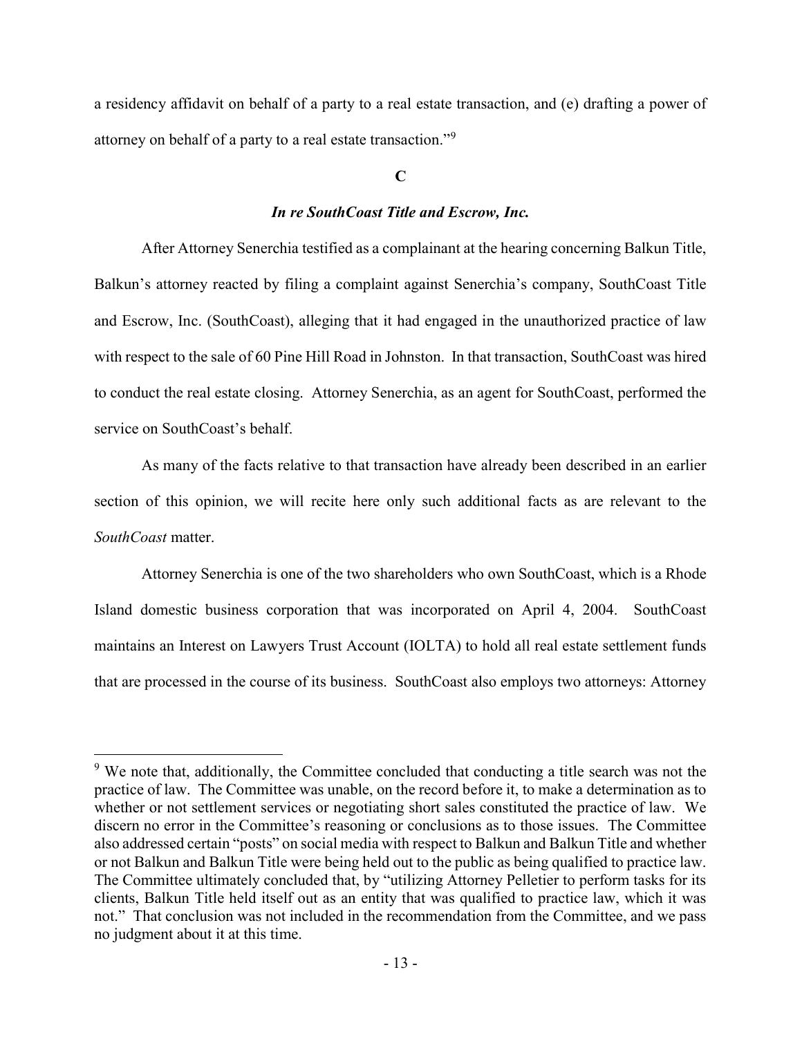a residency affidavit on behalf of a party to a real estate transaction, and (e) drafting a power of attorney on behalf of a party to a real estate transaction."[9]

**C**

***In re SouthCoast Title and Escrow, Inc.***

After Attorney Senerchia testified as a complainant at the hearing concerning Balkun Title, Balkun's attorney reacted by filing a complaint against Senerchia's company, SouthCoast Title and Escrow, Inc. (SouthCoast), alleging that it had engaged in the unauthorized practice of law with respect to the sale of 60 Pine Hill Road in Johnston. In that transaction, SouthCoast was hired to conduct the real estate closing. Attorney Senerchia, as an agent for SouthCoast, performed the service on SouthCoast's behalf.

As many of the facts relative to that transaction have already been described in an earlier section of this opinion, we will recite here only such additional facts as are relevant to the *SouthCoast* matter.

Attorney Senerchia is one of the two shareholders who own SouthCoast, which is a Rhode Island domestic business corporation that was incorporated on April 4, 2004. SouthCoast maintains an Interest on Lawyers Trust Account (IOLTA) to hold all real estate settlement funds that are processed in the course of its business. SouthCoast also employs two attorneys: Attorney

---

[9] We note that, additionally, the Committee concluded that conducting a title search was not the practice of law. The Committee was unable, on the record before it, to make a determination as to whether or not settlement services or negotiating short sales constituted the practice of law. We discern no error in the Committee's reasoning or conclusions as to those issues. The Committee also addressed certain "posts" on social media with respect to Balkun and Balkun Title and whether or not Balkun and Balkun Title were being held out to the public as being qualified to practice law. The Committee ultimately concluded that, by "utilizing Attorney Pelletier to perform tasks for its clients, Balkun Title held itself out as an entity that was qualified to practice law, which it was not." That conclusion was not included in the recommendation from the Committee, and we pass no judgment about it at this time.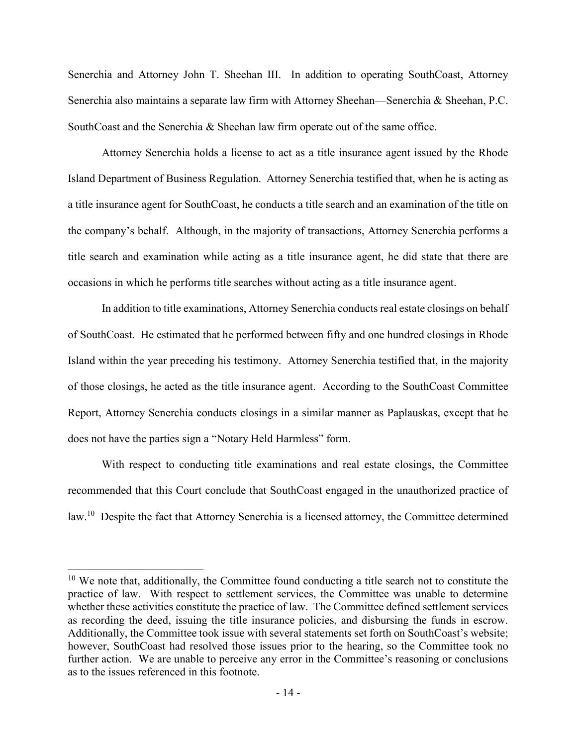Senerchia and Attorney John T. Sheehan III. In addition to operating SouthCoast, Attorney Senerchia also maintains a separate law firm with Attorney Sheehan—Senerchia & Sheehan, P.C. SouthCoast and the Senerchia & Sheehan law firm operate out of the same office.

Attorney Senerchia holds a license to act as a title insurance agent issued by the Rhode Island Department of Business Regulation. Attorney Senerchia testified that, when he is acting as a title insurance agent for SouthCoast, he conducts a title search and an examination of the title on the company's behalf. Although, in the majority of transactions, Attorney Senerchia performs a title search and examination while acting as a title insurance agent, he did state that there are occasions in which he performs title searches without acting as a title insurance agent.

In addition to title examinations, Attorney Senerchia conducts real estate closings on behalf of SouthCoast. He estimated that he performed between fifty and one hundred closings in Rhode Island within the year preceding his testimony. Attorney Senerchia testified that, in the majority of those closings, he acted as the title insurance agent. According to the SouthCoast Committee Report, Attorney Senerchia conducts closings in a similar manner as Paplauskas, except that he does not have the parties sign a "Notary Held Harmless" form.

With respect to conducting title examinations and real estate closings, the Committee recommended that this Court conclude that SouthCoast engaged in the unauthorized practice of law.[10] Despite the fact that Attorney Senerchia is a licensed attorney, the Committee determined

---

[10] We note that, additionally, the Committee found conducting a title search not to constitute the practice of law. With respect to settlement services, the Committee was unable to determine whether these activities constitute the practice of law. The Committee defined settlement services as recording the deed, issuing the title insurance policies, and disbursing the funds in escrow. Additionally, the Committee took issue with several statements set forth on SouthCoast's website; however, SouthCoast had resolved those issues prior to the hearing, so the Committee took no further action. We are unable to perceive any error in the Committee's reasoning or conclusions as to the issues referenced in this footnote.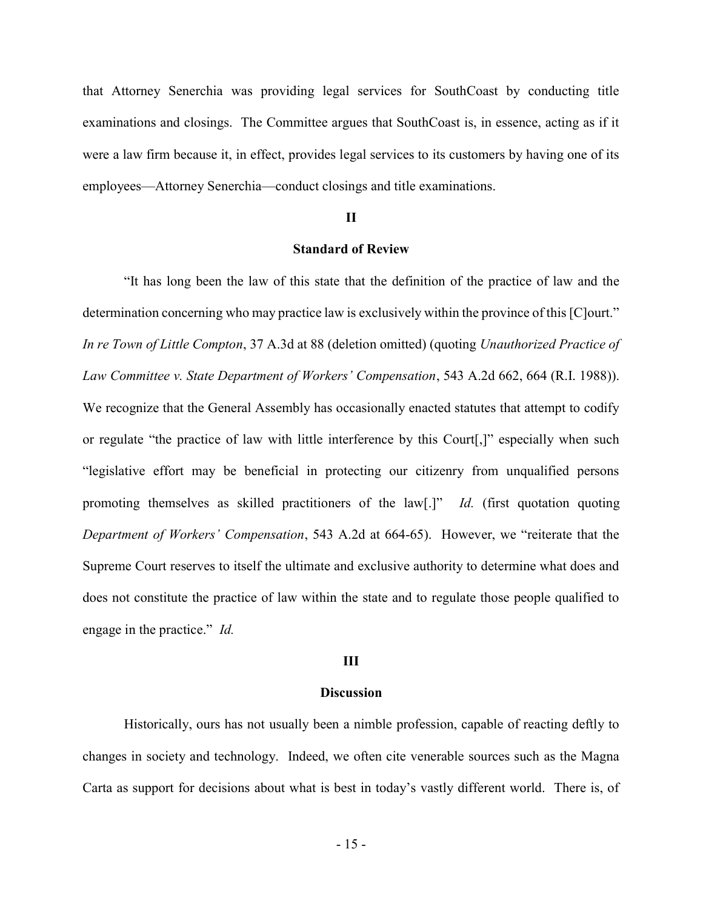that Attorney Senerchia was providing legal services for SouthCoast by conducting title examinations and closings. The Committee argues that SouthCoast is, in essence, acting as if it were a law firm because it, in effect, provides legal services to its customers by having one of its employees—Attorney Senerchia—conduct closings and title examinations.

## II

## Standard of Review

"It has long been the law of this state that the definition of the practice of law and the determination concerning who may practice law is exclusively within the province of this [C]ourt." *In re Town of Little Compton*, 37 A.3d at 88 (deletion omitted) (quoting *Unauthorized Practice of Law Committee v. State Department of Workers' Compensation*, 543 A.2d 662, 664 (R.I. 1988)). We recognize that the General Assembly has occasionally enacted statutes that attempt to codify or regulate "the practice of law with little interference by this Court[,]" especially when such "legislative effort may be beneficial in protecting our citizenry from unqualified persons promoting themselves as skilled practitioners of the law[.]" *Id.* (first quotation quoting *Department of Workers' Compensation*, 543 A.2d at 664-65). However, we "reiterate that the Supreme Court reserves to itself the ultimate and exclusive authority to determine what does and does not constitute the practice of law within the state and to regulate those people qualified to engage in the practice." *Id.*

## III

## Discussion

Historically, ours has not usually been a nimble profession, capable of reacting deftly to changes in society and technology. Indeed, we often cite venerable sources such as the Magna Carta as support for decisions about what is best in today's vastly different world. There is, of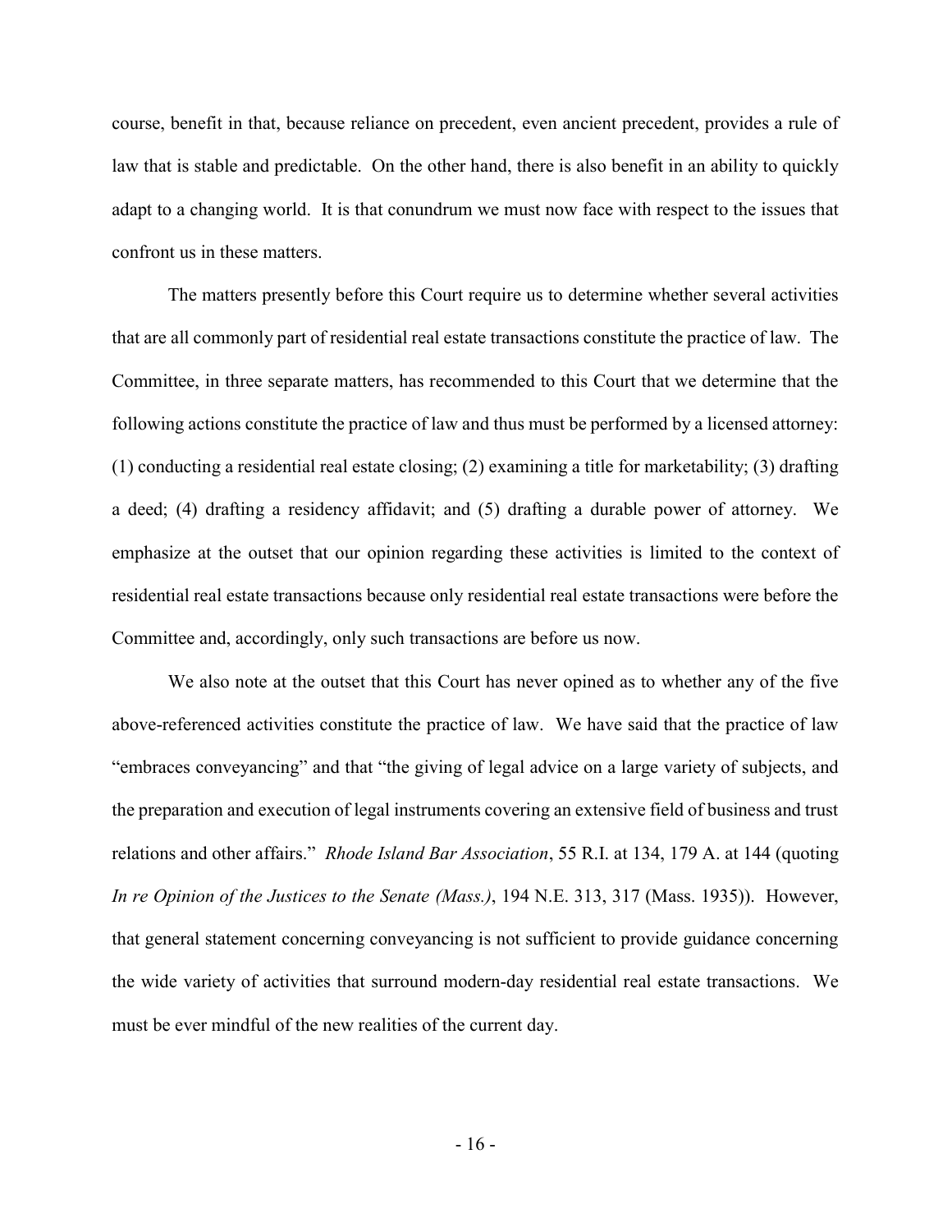course, benefit in that, because reliance on precedent, even ancient precedent, provides a rule of law that is stable and predictable. On the other hand, there is also benefit in an ability to quickly adapt to a changing world. It is that conundrum we must now face with respect to the issues that confront us in these matters.

The matters presently before this Court require us to determine whether several activities that are all commonly part of residential real estate transactions constitute the practice of law. The Committee, in three separate matters, has recommended to this Court that we determine that the following actions constitute the practice of law and thus must be performed by a licensed attorney: (1) conducting a residential real estate closing; (2) examining a title for marketability; (3) drafting a deed; (4) drafting a residency affidavit; and (5) drafting a durable power of attorney. We emphasize at the outset that our opinion regarding these activities is limited to the context of residential real estate transactions because only residential real estate transactions were before the Committee and, accordingly, only such transactions are before us now.

We also note at the outset that this Court has never opined as to whether any of the five above-referenced activities constitute the practice of law. We have said that the practice of law "embraces conveyancing" and that "the giving of legal advice on a large variety of subjects, and the preparation and execution of legal instruments covering an extensive field of business and trust relations and other affairs." *Rhode Island Bar Association*, 55 R.I. at 134, 179 A. at 144 (quoting *In re Opinion of the Justices to the Senate (Mass.)*, 194 N.E. 313, 317 (Mass. 1935)). However, that general statement concerning conveyancing is not sufficient to provide guidance concerning the wide variety of activities that surround modern-day residential real estate transactions. We must be ever mindful of the new realities of the current day.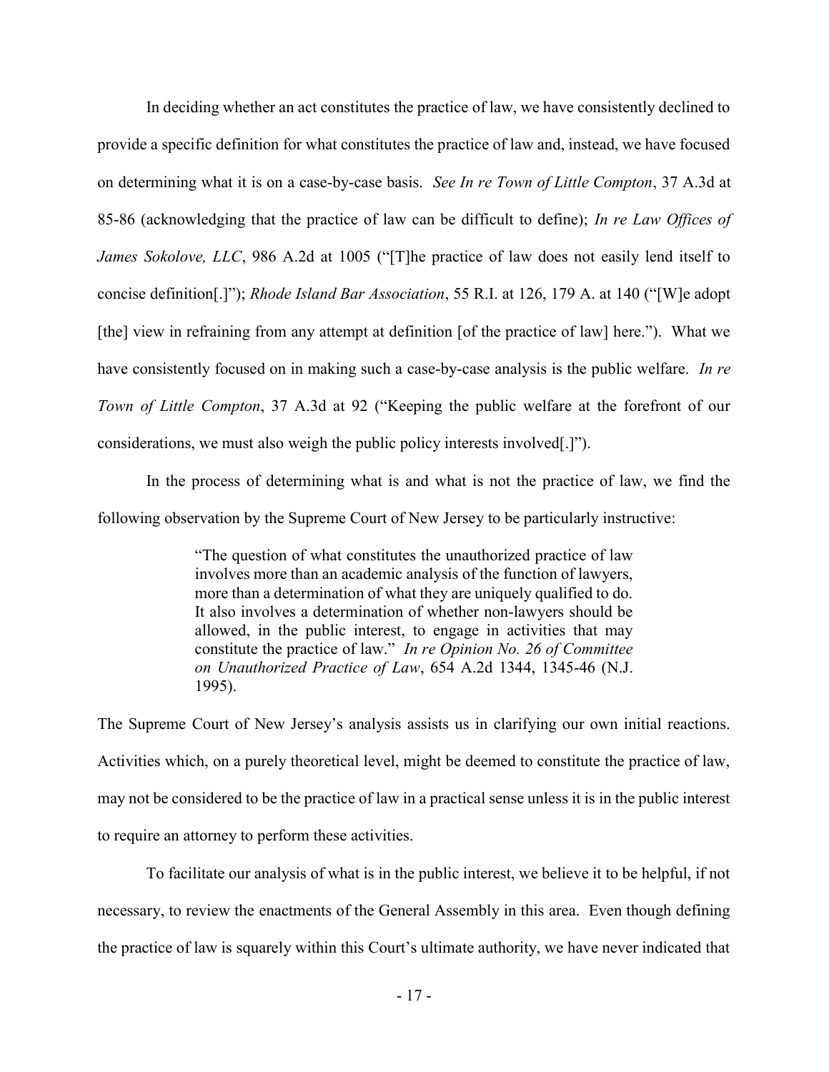In deciding whether an act constitutes the practice of law, we have consistently declined to provide a specific definition for what constitutes the practice of law and, instead, we have focused on determining what it is on a case-by-case basis. *See In re Town of Little Compton*, 37 A.3d at 85-86 (acknowledging that the practice of law can be difficult to define); *In re Law Offices of James Sokolove, LLC*, 986 A.2d at 1005 ("[T]he practice of law does not easily lend itself to concise definition[.]"); *Rhode Island Bar Association*, 55 R.I. at 126, 179 A. at 140 ("[W]e adopt [the] view in refraining from any attempt at definition [of the practice of law] here."). What we have consistently focused on in making such a case-by-case analysis is the public welfare. *In re Town of Little Compton*, 37 A.3d at 92 ("Keeping the public welfare at the forefront of our considerations, we must also weigh the public policy interests involved[.]").

In the process of determining what is and what is not the practice of law, we find the following observation by the Supreme Court of New Jersey to be particularly instructive:

> "The question of what constitutes the unauthorized practice of law involves more than an academic analysis of the function of lawyers, more than a determination of what they are uniquely qualified to do. It also involves a determination of whether non-lawyers should be allowed, in the public interest, to engage in activities that may constitute the practice of law." *In re Opinion No. 26 of Committee on Unauthorized Practice of Law*, 654 A.2d 1344, 1345-46 (N.J. 1995).

The Supreme Court of New Jersey's analysis assists us in clarifying our own initial reactions. Activities which, on a purely theoretical level, might be deemed to constitute the practice of law, may not be considered to be the practice of law in a practical sense unless it is in the public interest to require an attorney to perform these activities.

To facilitate our analysis of what is in the public interest, we believe it to be helpful, if not necessary, to review the enactments of the General Assembly in this area. Even though defining the practice of law is squarely within this Court's ultimate authority, we have never indicated that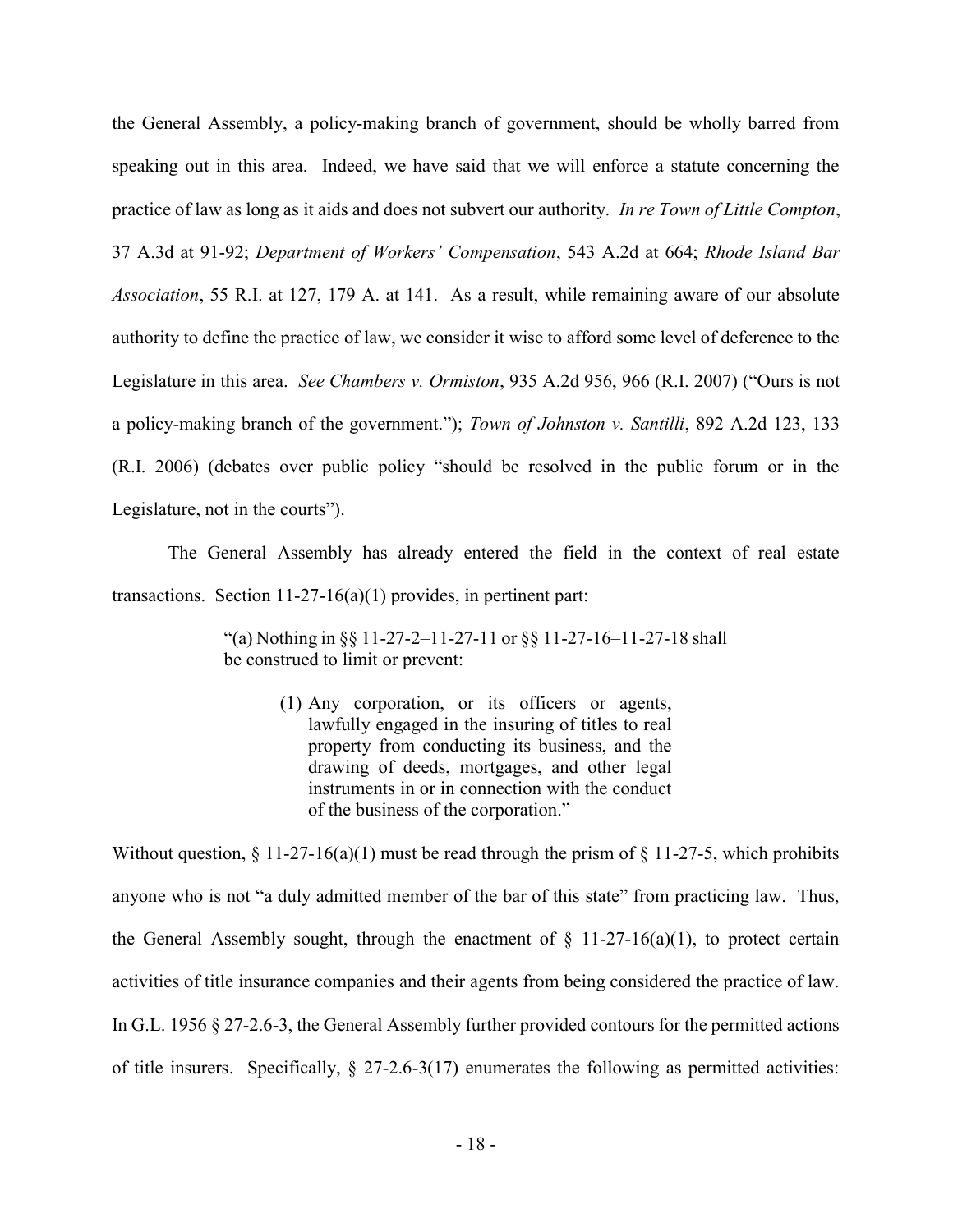the General Assembly, a policy-making branch of government, should be wholly barred from speaking out in this area. Indeed, we have said that we will enforce a statute concerning the practice of law as long as it aids and does not subvert our authority. *In re Town of Little Compton*, 37 A.3d at 91-92; *Department of Workers' Compensation*, 543 A.2d at 664; *Rhode Island Bar Association*, 55 R.I. at 127, 179 A. at 141. As a result, while remaining aware of our absolute authority to define the practice of law, we consider it wise to afford some level of deference to the Legislature in this area. *See Chambers v. Ormiston*, 935 A.2d 956, 966 (R.I. 2007) ("Ours is not a policy-making branch of the government."); *Town of Johnston v. Santilli*, 892 A.2d 123, 133 (R.I. 2006) (debates over public policy "should be resolved in the public forum or in the Legislature, not in the courts").

The General Assembly has already entered the field in the context of real estate transactions. Section 11-27-16(a)(1) provides, in pertinent part:

> "(a) Nothing in §§ 11-27-2–11-27-11 or §§ 11-27-16–11-27-18 shall be construed to limit or prevent:
>
> (1) Any corporation, or its officers or agents, lawfully engaged in the insuring of titles to real property from conducting its business, and the drawing of deeds, mortgages, and other legal instruments in or in connection with the conduct of the business of the corporation."

Without question, § 11-27-16(a)(1) must be read through the prism of § 11-27-5, which prohibits anyone who is not "a duly admitted member of the bar of this state" from practicing law. Thus, the General Assembly sought, through the enactment of § 11-27-16(a)(1), to protect certain activities of title insurance companies and their agents from being considered the practice of law. In G.L. 1956 § 27-2.6-3, the General Assembly further provided contours for the permitted actions of title insurers. Specifically, § 27-2.6-3(17) enumerates the following as permitted activities: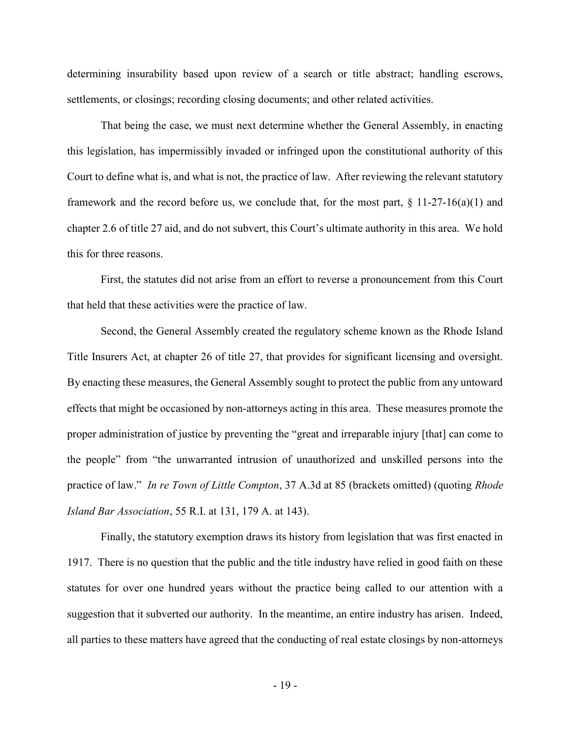determining insurability based upon review of a search or title abstract; handling escrows, settlements, or closings; recording closing documents; and other related activities.

That being the case, we must next determine whether the General Assembly, in enacting this legislation, has impermissibly invaded or infringed upon the constitutional authority of this Court to define what is, and what is not, the practice of law. After reviewing the relevant statutory framework and the record before us, we conclude that, for the most part, § 11-27-16(a)(1) and chapter 2.6 of title 27 aid, and do not subvert, this Court's ultimate authority in this area. We hold this for three reasons.

First, the statutes did not arise from an effort to reverse a pronouncement from this Court that held that these activities were the practice of law.

Second, the General Assembly created the regulatory scheme known as the Rhode Island Title Insurers Act, at chapter 26 of title 27, that provides for significant licensing and oversight. By enacting these measures, the General Assembly sought to protect the public from any untoward effects that might be occasioned by non-attorneys acting in this area. These measures promote the proper administration of justice by preventing the "great and irreparable injury [that] can come to the people" from "the unwarranted intrusion of unauthorized and unskilled persons into the practice of law." *In re Town of Little Compton*, 37 A.3d at 85 (brackets omitted) (quoting *Rhode Island Bar Association*, 55 R.I. at 131, 179 A. at 143).

Finally, the statutory exemption draws its history from legislation that was first enacted in 1917. There is no question that the public and the title industry have relied in good faith on these statutes for over one hundred years without the practice being called to our attention with a suggestion that it subverted our authority. In the meantime, an entire industry has arisen. Indeed, all parties to these matters have agreed that the conducting of real estate closings by non-attorneys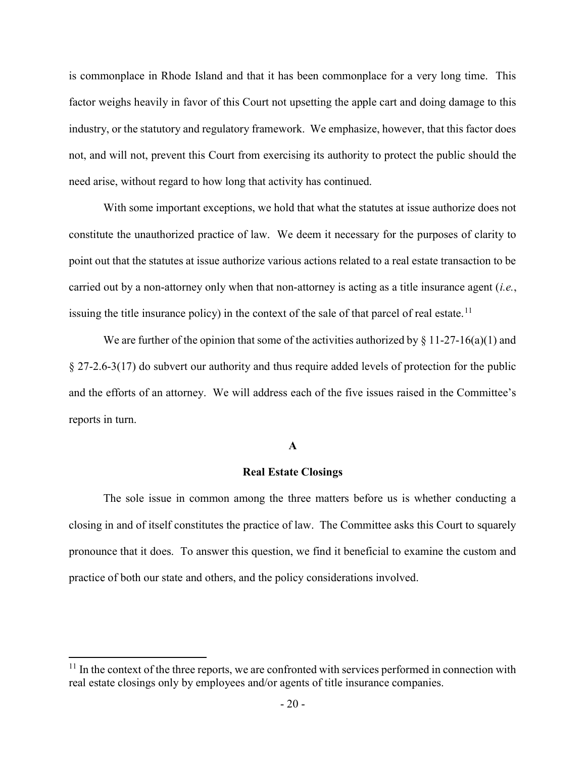is commonplace in Rhode Island and that it has been commonplace for a very long time. This factor weighs heavily in favor of this Court not upsetting the apple cart and doing damage to this industry, or the statutory and regulatory framework. We emphasize, however, that this factor does not, and will not, prevent this Court from exercising its authority to protect the public should the need arise, without regard to how long that activity has continued.

With some important exceptions, we hold that what the statutes at issue authorize does not constitute the unauthorized practice of law. We deem it necessary for the purposes of clarity to point out that the statutes at issue authorize various actions related to a real estate transaction to be carried out by a non-attorney only when that non-attorney is acting as a title insurance agent (*i.e.*, issuing the title insurance policy) in the context of the sale of that parcel of real estate.[11]

We are further of the opinion that some of the activities authorized by § 11-27-16(a)(1) and § 27-2.6-3(17) do subvert our authority and thus require added levels of protection for the public and the efforts of an attorney. We will address each of the five issues raised in the Committee's reports in turn.

### A

### Real Estate Closings

The sole issue in common among the three matters before us is whether conducting a closing in and of itself constitutes the practice of law. The Committee asks this Court to squarely pronounce that it does. To answer this question, we find it beneficial to examine the custom and practice of both our state and others, and the policy considerations involved.

---

[11] In the context of the three reports, we are confronted with services performed in connection with real estate closings only by employees and/or agents of title insurance companies.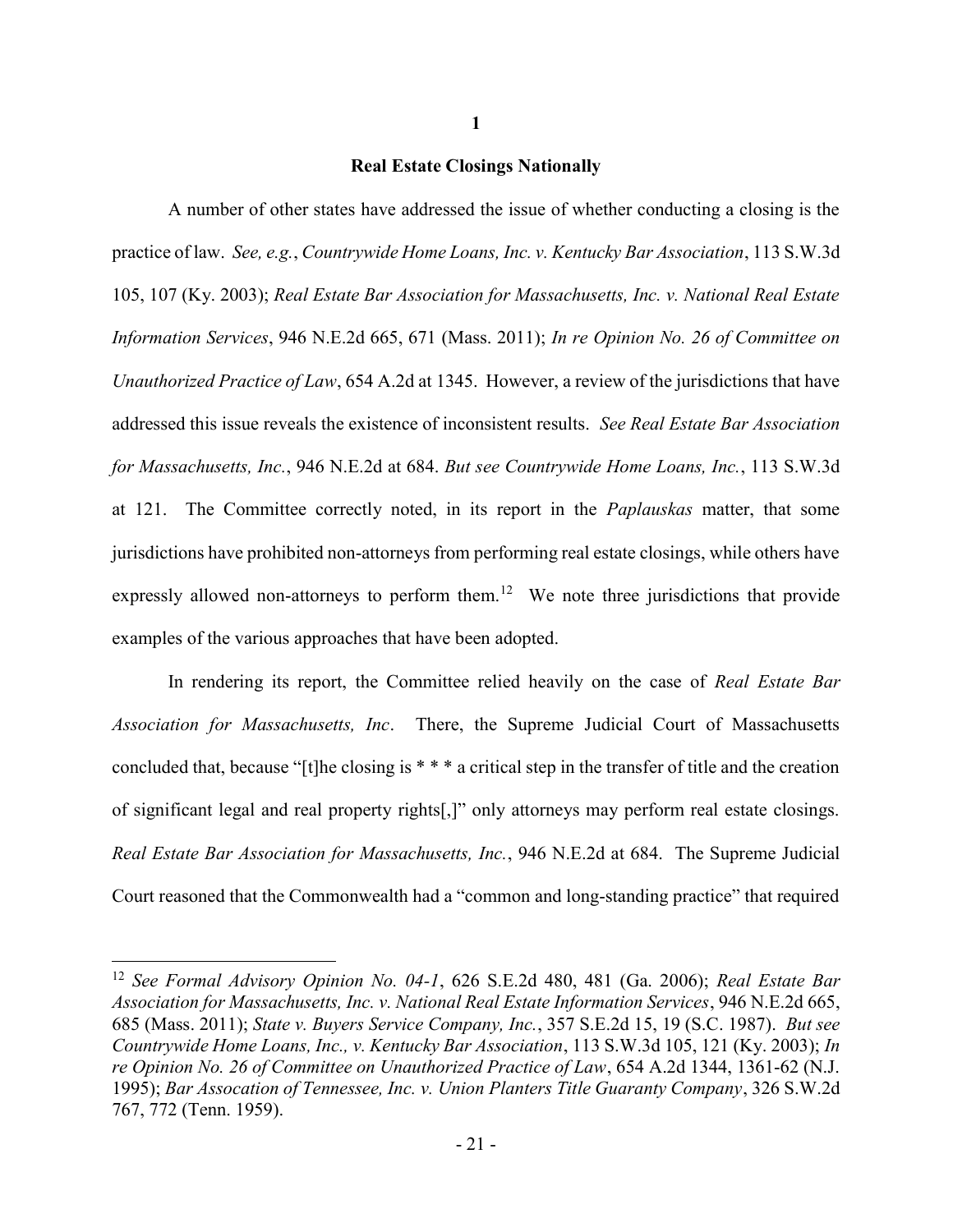**1**

**Real Estate Closings Nationally**

A number of other states have addressed the issue of whether conducting a closing is the practice of law. *See, e.g.*, *Countrywide Home Loans, Inc. v. Kentucky Bar Association*, 113 S.W.3d 105, 107 (Ky. 2003); *Real Estate Bar Association for Massachusetts, Inc. v. National Real Estate Information Services*, 946 N.E.2d 665, 671 (Mass. 2011); *In re Opinion No. 26 of Committee on Unauthorized Practice of Law*, 654 A.2d at 1345. However, a review of the jurisdictions that have addressed this issue reveals the existence of inconsistent results. *See Real Estate Bar Association for Massachusetts, Inc.*, 946 N.E.2d at 684. *But see Countrywide Home Loans, Inc.*, 113 S.W.3d at 121. The Committee correctly noted, in its report in the *Paplauskas* matter, that some jurisdictions have prohibited non-attorneys from performing real estate closings, while others have expressly allowed non-attorneys to perform them.[12] We note three jurisdictions that provide examples of the various approaches that have been adopted.

In rendering its report, the Committee relied heavily on the case of *Real Estate Bar Association for Massachusetts, Inc*. There, the Supreme Judicial Court of Massachusetts concluded that, because "[t]he closing is * * * a critical step in the transfer of title and the creation of significant legal and real property rights[,]" only attorneys may perform real estate closings. *Real Estate Bar Association for Massachusetts, Inc.*, 946 N.E.2d at 684. The Supreme Judicial Court reasoned that the Commonwealth had a "common and long-standing practice" that required

---

[12] *See Formal Advisory Opinion No. 04-1*, 626 S.E.2d 480, 481 (Ga. 2006); *Real Estate Bar Association for Massachusetts, Inc. v. National Real Estate Information Services*, 946 N.E.2d 665, 685 (Mass. 2011); *State v. Buyers Service Company, Inc.*, 357 S.E.2d 15, 19 (S.C. 1987). *But see Countrywide Home Loans, Inc., v. Kentucky Bar Association*, 113 S.W.3d 105, 121 (Ky. 2003); *In re Opinion No. 26 of Committee on Unauthorized Practice of Law*, 654 A.2d 1344, 1361-62 (N.J. 1995); *Bar Assocation of Tennessee, Inc. v. Union Planters Title Guaranty Company*, 326 S.W.2d 767, 772 (Tenn. 1959).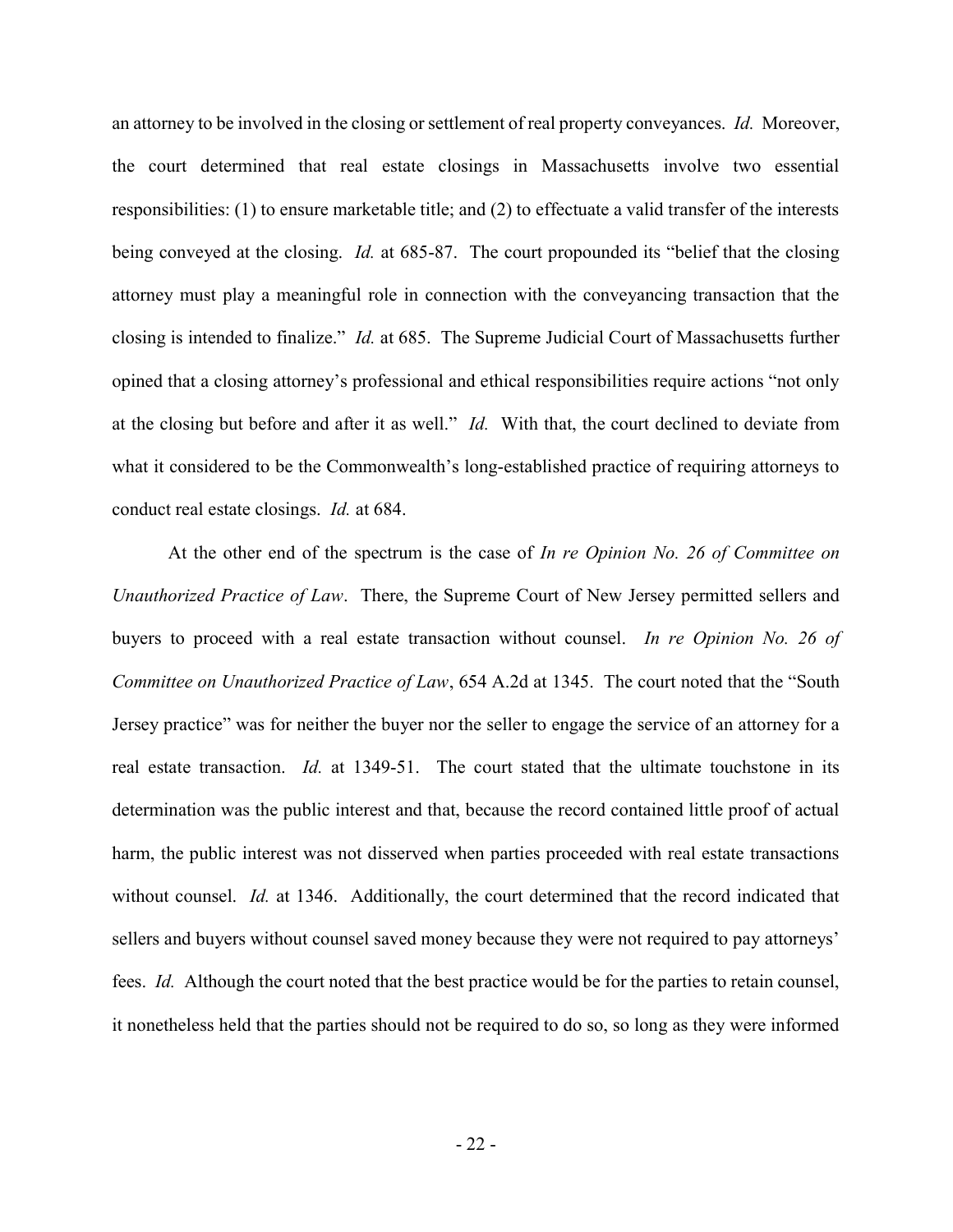an attorney to be involved in the closing or settlement of real property conveyances. *Id.* Moreover, the court determined that real estate closings in Massachusetts involve two essential responsibilities: (1) to ensure marketable title; and (2) to effectuate a valid transfer of the interests being conveyed at the closing. *Id.* at 685-87. The court propounded its "belief that the closing attorney must play a meaningful role in connection with the conveyancing transaction that the closing is intended to finalize." *Id.* at 685. The Supreme Judicial Court of Massachusetts further opined that a closing attorney's professional and ethical responsibilities require actions "not only at the closing but before and after it as well." *Id.* With that, the court declined to deviate from what it considered to be the Commonwealth's long-established practice of requiring attorneys to conduct real estate closings. *Id.* at 684.

At the other end of the spectrum is the case of *In re Opinion No. 26 of Committee on Unauthorized Practice of Law*. There, the Supreme Court of New Jersey permitted sellers and buyers to proceed with a real estate transaction without counsel. *In re Opinion No. 26 of Committee on Unauthorized Practice of Law*, 654 A.2d at 1345. The court noted that the "South Jersey practice" was for neither the buyer nor the seller to engage the service of an attorney for a real estate transaction. *Id.* at 1349-51. The court stated that the ultimate touchstone in its determination was the public interest and that, because the record contained little proof of actual harm, the public interest was not disserved when parties proceeded with real estate transactions without counsel. *Id.* at 1346. Additionally, the court determined that the record indicated that sellers and buyers without counsel saved money because they were not required to pay attorneys' fees. *Id.* Although the court noted that the best practice would be for the parties to retain counsel, it nonetheless held that the parties should not be required to do so, so long as they were informed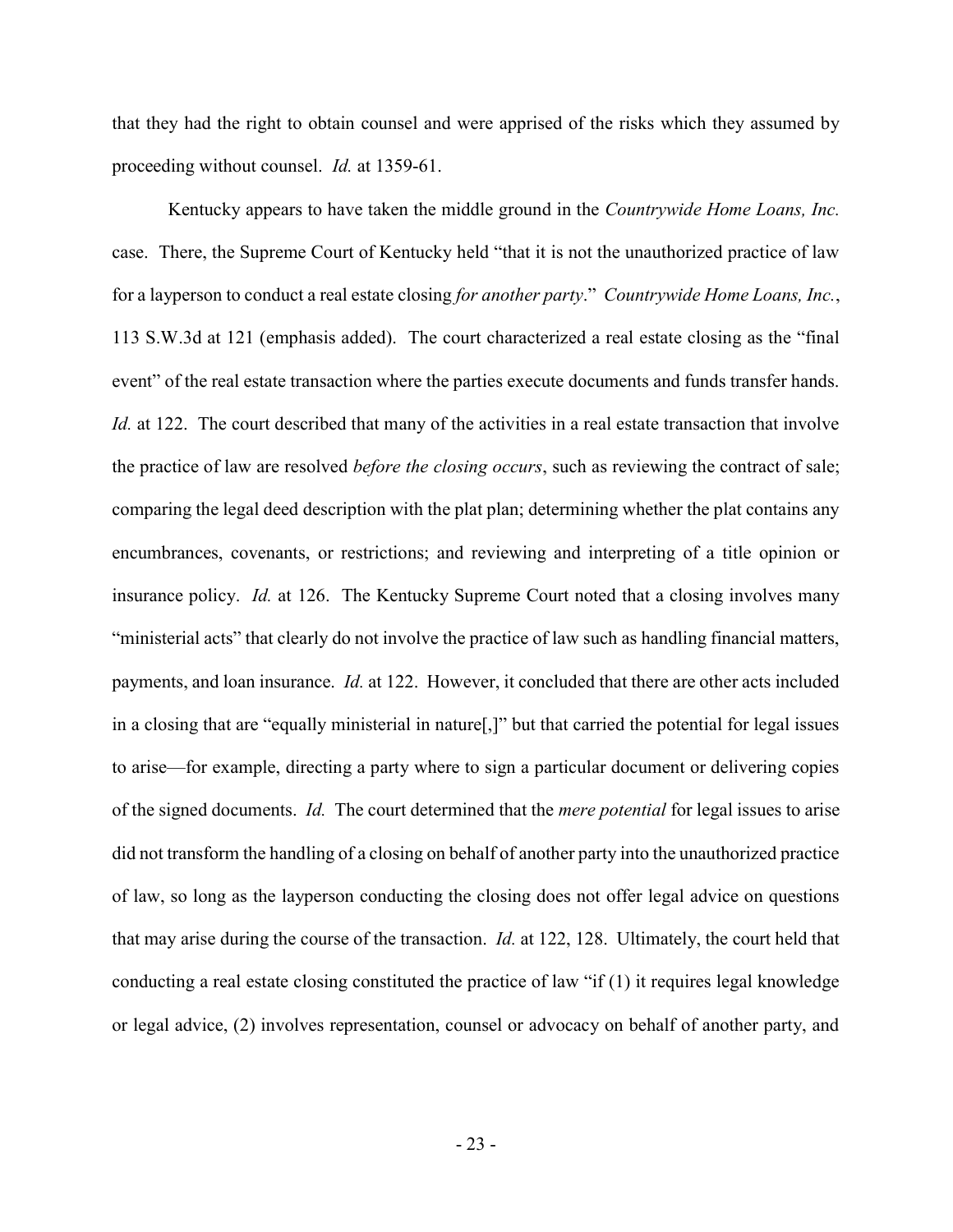that they had the right to obtain counsel and were apprised of the risks which they assumed by proceeding without counsel. *Id.* at 1359-61.

Kentucky appears to have taken the middle ground in the *Countrywide Home Loans, Inc.* case. There, the Supreme Court of Kentucky held "that it is not the unauthorized practice of law for a layperson to conduct a real estate closing *for another party*." *Countrywide Home Loans, Inc.*, 113 S.W.3d at 121 (emphasis added). The court characterized a real estate closing as the "final event" of the real estate transaction where the parties execute documents and funds transfer hands. *Id.* at 122. The court described that many of the activities in a real estate transaction that involve the practice of law are resolved *before the closing occurs*, such as reviewing the contract of sale; comparing the legal deed description with the plat plan; determining whether the plat contains any encumbrances, covenants, or restrictions; and reviewing and interpreting of a title opinion or insurance policy. *Id.* at 126. The Kentucky Supreme Court noted that a closing involves many "ministerial acts" that clearly do not involve the practice of law such as handling financial matters, payments, and loan insurance. *Id.* at 122. However, it concluded that there are other acts included in a closing that are "equally ministerial in nature[,]" but that carried the potential for legal issues to arise—for example, directing a party where to sign a particular document or delivering copies of the signed documents. *Id.* The court determined that the *mere potential* for legal issues to arise did not transform the handling of a closing on behalf of another party into the unauthorized practice of law, so long as the layperson conducting the closing does not offer legal advice on questions that may arise during the course of the transaction. *Id.* at 122, 128. Ultimately, the court held that conducting a real estate closing constituted the practice of law "if (1) it requires legal knowledge or legal advice, (2) involves representation, counsel or advocacy on behalf of another party, and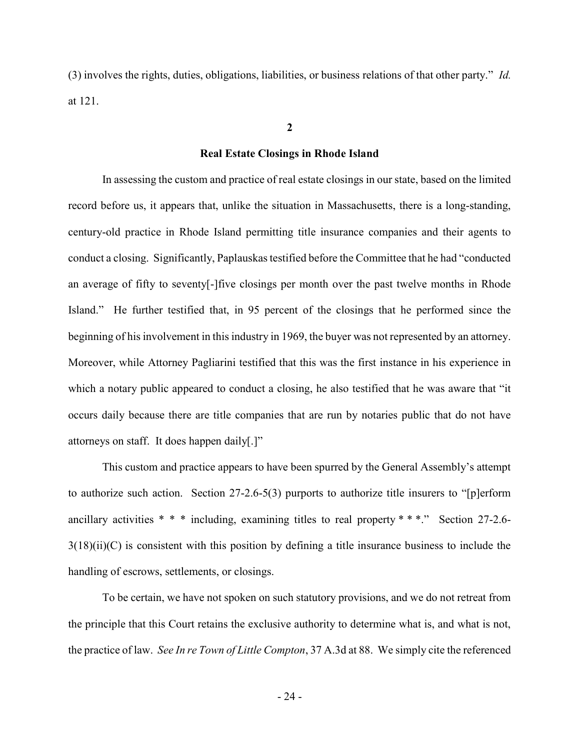(3) involves the rights, duties, obligations, liabilities, or business relations of that other party." *Id.* at 121.

**2**

**Real Estate Closings in Rhode Island**

In assessing the custom and practice of real estate closings in our state, based on the limited record before us, it appears that, unlike the situation in Massachusetts, there is a long-standing, century-old practice in Rhode Island permitting title insurance companies and their agents to conduct a closing. Significantly, Paplauskas testified before the Committee that he had "conducted an average of fifty to seventy[-]five closings per month over the past twelve months in Rhode Island." He further testified that, in 95 percent of the closings that he performed since the beginning of his involvement in this industry in 1969, the buyer was not represented by an attorney. Moreover, while Attorney Pagliarini testified that this was the first instance in his experience in which a notary public appeared to conduct a closing, he also testified that he was aware that "it occurs daily because there are title companies that are run by notaries public that do not have attorneys on staff. It does happen daily[.]"

This custom and practice appears to have been spurred by the General Assembly's attempt to authorize such action. Section 27-2.6-5(3) purports to authorize title insurers to "[p]erform ancillary activities * * * including, examining titles to real property * * *." Section 27-2.6-3(18)(ii)(C) is consistent with this position by defining a title insurance business to include the handling of escrows, settlements, or closings.

To be certain, we have not spoken on such statutory provisions, and we do not retreat from the principle that this Court retains the exclusive authority to determine what is, and what is not, the practice of law. *See In re Town of Little Compton*, 37 A.3d at 88. We simply cite the referenced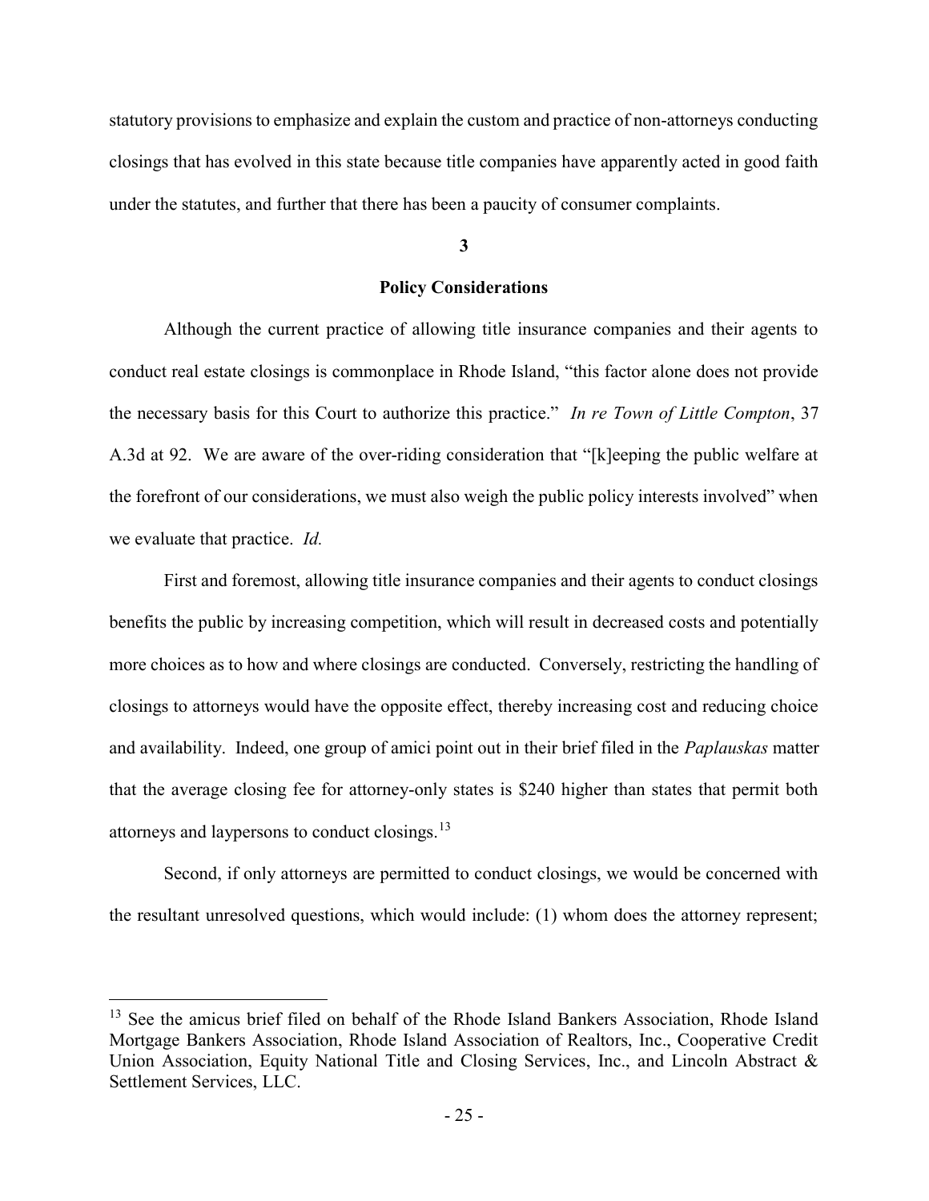statutory provisions to emphasize and explain the custom and practice of non-attorneys conducting closings that has evolved in this state because title companies have apparently acted in good faith under the statutes, and further that there has been a paucity of consumer complaints.

**3**

**Policy Considerations**

Although the current practice of allowing title insurance companies and their agents to conduct real estate closings is commonplace in Rhode Island, "this factor alone does not provide the necessary basis for this Court to authorize this practice." *In re Town of Little Compton*, 37 A.3d at 92. We are aware of the over-riding consideration that "[k]eeping the public welfare at the forefront of our considerations, we must also weigh the public policy interests involved" when we evaluate that practice. *Id.*

First and foremost, allowing title insurance companies and their agents to conduct closings benefits the public by increasing competition, which will result in decreased costs and potentially more choices as to how and where closings are conducted. Conversely, restricting the handling of closings to attorneys would have the opposite effect, thereby increasing cost and reducing choice and availability. Indeed, one group of amici point out in their brief filed in the *Paplauskas* matter that the average closing fee for attorney-only states is $240 higher than states that permit both attorneys and laypersons to conduct closings.[13]

Second, if only attorneys are permitted to conduct closings, we would be concerned with the resultant unresolved questions, which would include: (1) whom does the attorney represent;

---

[13] See the amicus brief filed on behalf of the Rhode Island Bankers Association, Rhode Island Mortgage Bankers Association, Rhode Island Association of Realtors, Inc., Cooperative Credit Union Association, Equity National Title and Closing Services, Inc., and Lincoln Abstract & Settlement Services, LLC.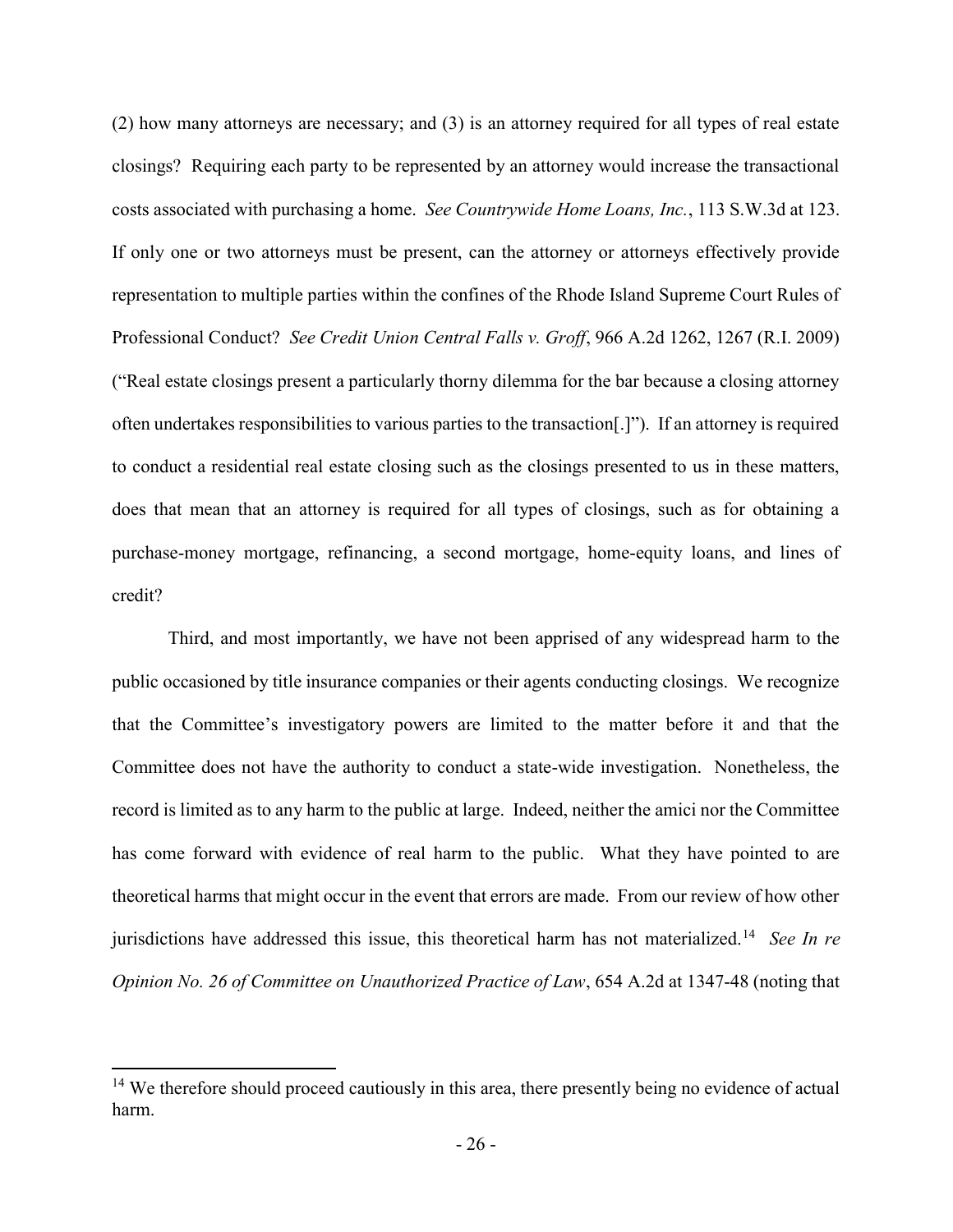(2) how many attorneys are necessary; and (3) is an attorney required for all types of real estate closings? Requiring each party to be represented by an attorney would increase the transactional costs associated with purchasing a home. *See Countrywide Home Loans, Inc.*, 113 S.W.3d at 123. If only one or two attorneys must be present, can the attorney or attorneys effectively provide representation to multiple parties within the confines of the Rhode Island Supreme Court Rules of Professional Conduct? *See Credit Union Central Falls v. Groff*, 966 A.2d 1262, 1267 (R.I. 2009) ("Real estate closings present a particularly thorny dilemma for the bar because a closing attorney often undertakes responsibilities to various parties to the transaction[.]"). If an attorney is required to conduct a residential real estate closing such as the closings presented to us in these matters, does that mean that an attorney is required for all types of closings, such as for obtaining a purchase-money mortgage, refinancing, a second mortgage, home-equity loans, and lines of credit?

Third, and most importantly, we have not been apprised of any widespread harm to the public occasioned by title insurance companies or their agents conducting closings. We recognize that the Committee's investigatory powers are limited to the matter before it and that the Committee does not have the authority to conduct a state-wide investigation. Nonetheless, the record is limited as to any harm to the public at large. Indeed, neither the amici nor the Committee has come forward with evidence of real harm to the public. What they have pointed to are theoretical harms that might occur in the event that errors are made. From our review of how other jurisdictions have addressed this issue, this theoretical harm has not materialized.[14] *See In re Opinion No. 26 of Committee on Unauthorized Practice of Law*, 654 A.2d at 1347-48 (noting that

[14] We therefore should proceed cautiously in this area, there presently being no evidence of actual harm.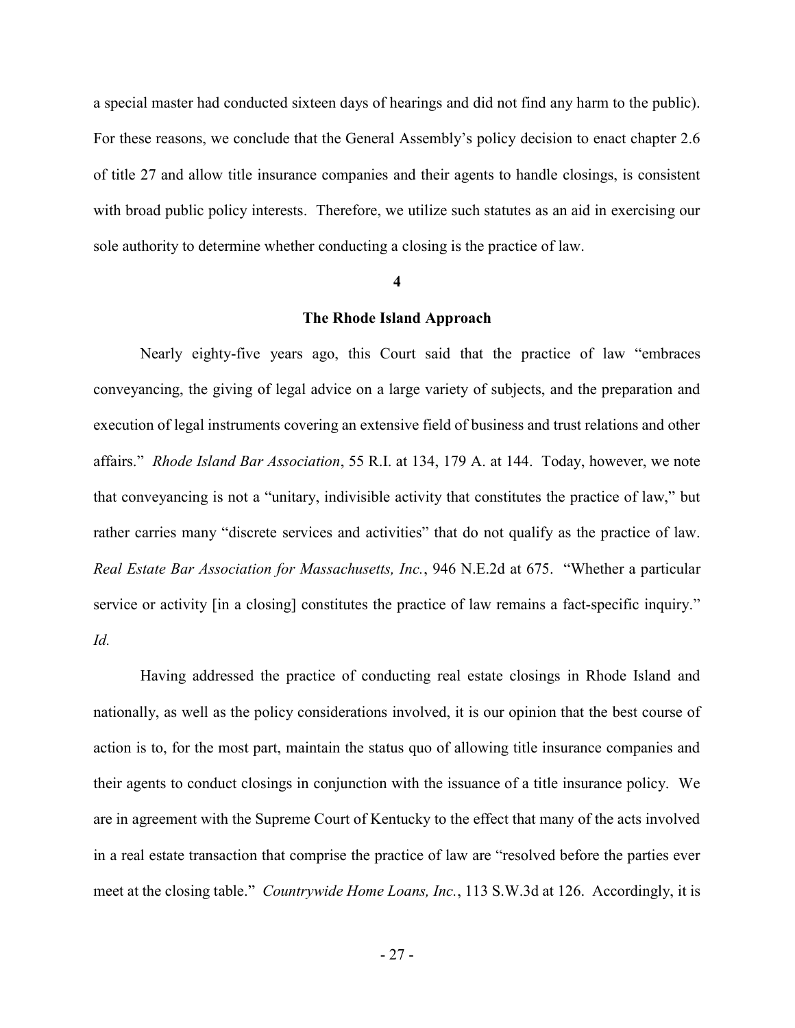a special master had conducted sixteen days of hearings and did not find any harm to the public). For these reasons, we conclude that the General Assembly's policy decision to enact chapter 2.6 of title 27 and allow title insurance companies and their agents to handle closings, is consistent with broad public policy interests. Therefore, we utilize such statutes as an aid in exercising our sole authority to determine whether conducting a closing is the practice of law.

**4**

**The Rhode Island Approach**

Nearly eighty-five years ago, this Court said that the practice of law "embraces conveyancing, the giving of legal advice on a large variety of subjects, and the preparation and execution of legal instruments covering an extensive field of business and trust relations and other affairs." *Rhode Island Bar Association*, 55 R.I. at 134, 179 A. at 144. Today, however, we note that conveyancing is not a "unitary, indivisible activity that constitutes the practice of law," but rather carries many "discrete services and activities" that do not qualify as the practice of law. *Real Estate Bar Association for Massachusetts, Inc.*, 946 N.E.2d at 675. "Whether a particular service or activity [in a closing] constitutes the practice of law remains a fact-specific inquiry." *Id.*

Having addressed the practice of conducting real estate closings in Rhode Island and nationally, as well as the policy considerations involved, it is our opinion that the best course of action is to, for the most part, maintain the status quo of allowing title insurance companies and their agents to conduct closings in conjunction with the issuance of a title insurance policy. We are in agreement with the Supreme Court of Kentucky to the effect that many of the acts involved in a real estate transaction that comprise the practice of law are "resolved before the parties ever meet at the closing table." *Countrywide Home Loans, Inc.*, 113 S.W.3d at 126. Accordingly, it is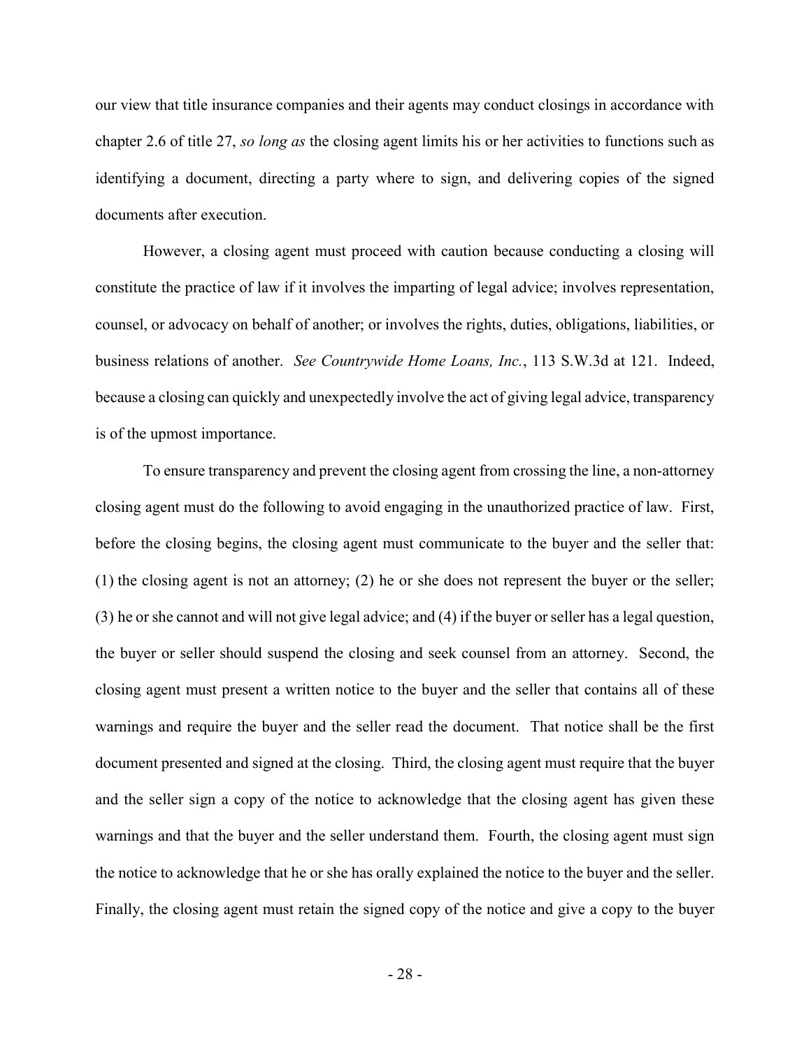our view that title insurance companies and their agents may conduct closings in accordance with chapter 2.6 of title 27, *so long as* the closing agent limits his or her activities to functions such as identifying a document, directing a party where to sign, and delivering copies of the signed documents after execution.

However, a closing agent must proceed with caution because conducting a closing will constitute the practice of law if it involves the imparting of legal advice; involves representation, counsel, or advocacy on behalf of another; or involves the rights, duties, obligations, liabilities, or business relations of another. *See Countrywide Home Loans, Inc.*, 113 S.W.3d at 121. Indeed, because a closing can quickly and unexpectedly involve the act of giving legal advice, transparency is of the upmost importance.

To ensure transparency and prevent the closing agent from crossing the line, a non-attorney closing agent must do the following to avoid engaging in the unauthorized practice of law. First, before the closing begins, the closing agent must communicate to the buyer and the seller that: (1) the closing agent is not an attorney; (2) he or she does not represent the buyer or the seller; (3) he or she cannot and will not give legal advice; and (4) if the buyer or seller has a legal question, the buyer or seller should suspend the closing and seek counsel from an attorney. Second, the closing agent must present a written notice to the buyer and the seller that contains all of these warnings and require the buyer and the seller read the document. That notice shall be the first document presented and signed at the closing. Third, the closing agent must require that the buyer and the seller sign a copy of the notice to acknowledge that the closing agent has given these warnings and that the buyer and the seller understand them. Fourth, the closing agent must sign the notice to acknowledge that he or she has orally explained the notice to the buyer and the seller. Finally, the closing agent must retain the signed copy of the notice and give a copy to the buyer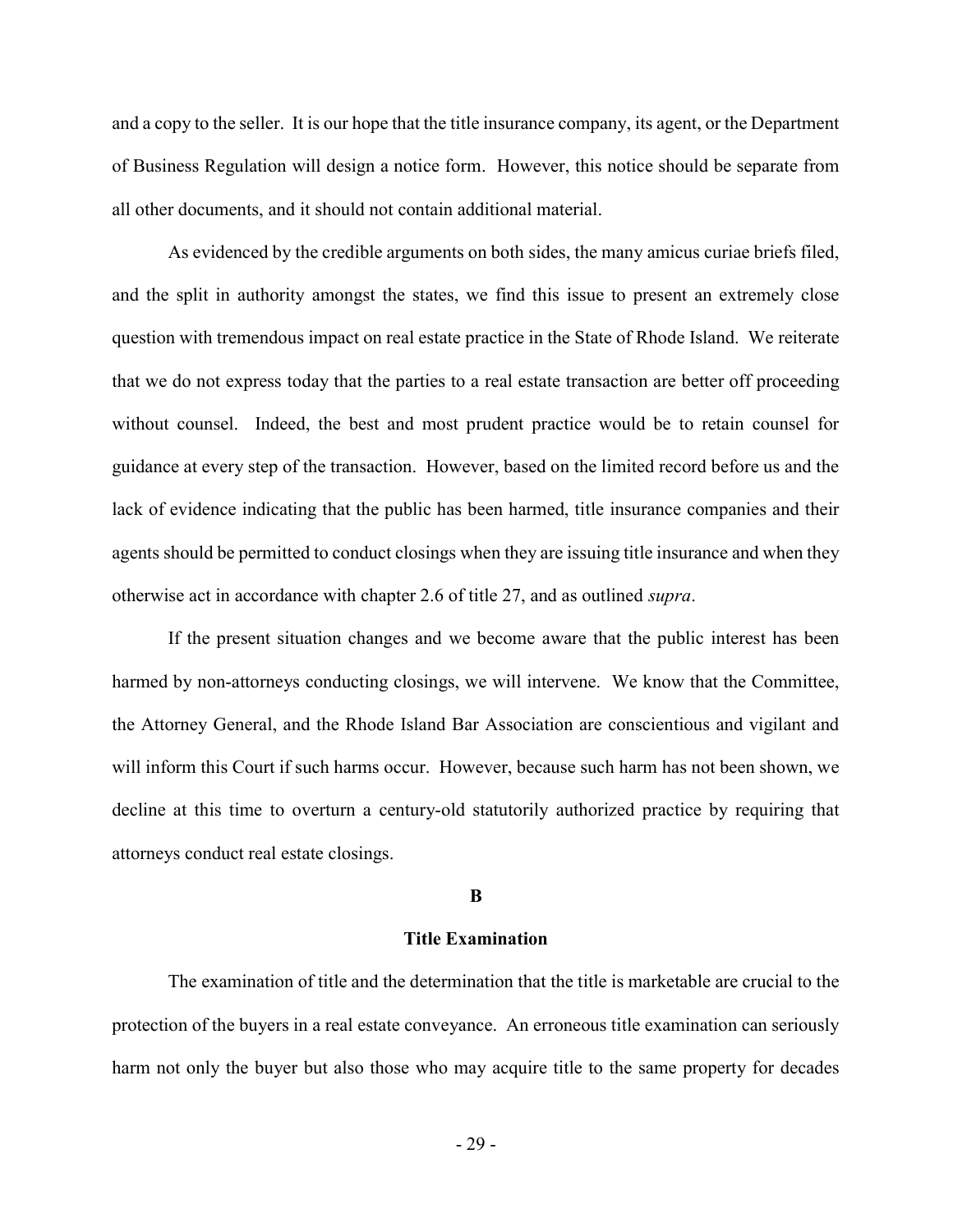and a copy to the seller. It is our hope that the title insurance company, its agent, or the Department of Business Regulation will design a notice form. However, this notice should be separate from all other documents, and it should not contain additional material.

As evidenced by the credible arguments on both sides, the many amicus curiae briefs filed, and the split in authority amongst the states, we find this issue to present an extremely close question with tremendous impact on real estate practice in the State of Rhode Island. We reiterate that we do not express today that the parties to a real estate transaction are better off proceeding without counsel. Indeed, the best and most prudent practice would be to retain counsel for guidance at every step of the transaction. However, based on the limited record before us and the lack of evidence indicating that the public has been harmed, title insurance companies and their agents should be permitted to conduct closings when they are issuing title insurance and when they otherwise act in accordance with chapter 2.6 of title 27, and as outlined *supra*.

If the present situation changes and we become aware that the public interest has been harmed by non-attorneys conducting closings, we will intervene. We know that the Committee, the Attorney General, and the Rhode Island Bar Association are conscientious and vigilant and will inform this Court if such harms occur. However, because such harm has not been shown, we decline at this time to overturn a century-old statutorily authorized practice by requiring that attorneys conduct real estate closings.

**B**

**Title Examination**

The examination of title and the determination that the title is marketable are crucial to the protection of the buyers in a real estate conveyance. An erroneous title examination can seriously harm not only the buyer but also those who may acquire title to the same property for decades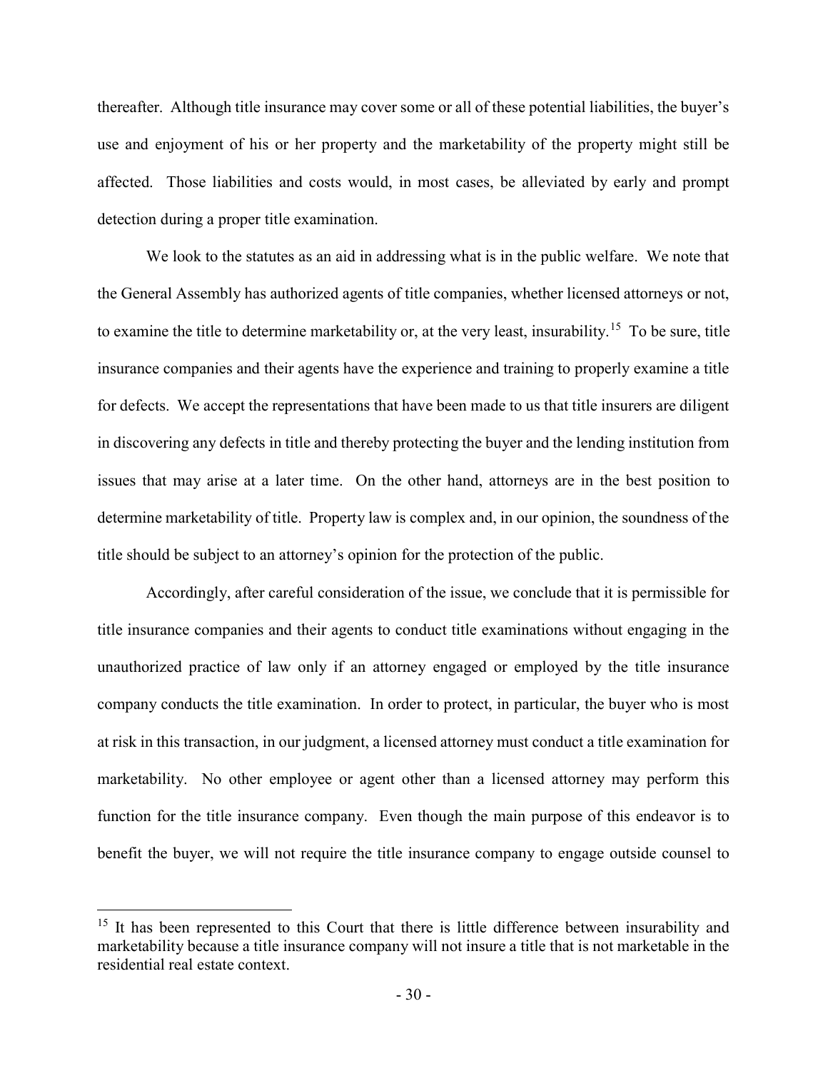thereafter. Although title insurance may cover some or all of these potential liabilities, the buyer's use and enjoyment of his or her property and the marketability of the property might still be affected. Those liabilities and costs would, in most cases, be alleviated by early and prompt detection during a proper title examination.

We look to the statutes as an aid in addressing what is in the public welfare. We note that the General Assembly has authorized agents of title companies, whether licensed attorneys or not, to examine the title to determine marketability or, at the very least, insurability.[15] To be sure, title insurance companies and their agents have the experience and training to properly examine a title for defects. We accept the representations that have been made to us that title insurers are diligent in discovering any defects in title and thereby protecting the buyer and the lending institution from issues that may arise at a later time. On the other hand, attorneys are in the best position to determine marketability of title. Property law is complex and, in our opinion, the soundness of the title should be subject to an attorney's opinion for the protection of the public.

Accordingly, after careful consideration of the issue, we conclude that it is permissible for title insurance companies and their agents to conduct title examinations without engaging in the unauthorized practice of law only if an attorney engaged or employed by the title insurance company conducts the title examination. In order to protect, in particular, the buyer who is most at risk in this transaction, in our judgment, a licensed attorney must conduct a title examination for marketability. No other employee or agent other than a licensed attorney may perform this function for the title insurance company. Even though the main purpose of this endeavor is to benefit the buyer, we will not require the title insurance company to engage outside counsel to

[15] It has been represented to this Court that there is little difference between insurability and marketability because a title insurance company will not insure a title that is not marketable in the residential real estate context.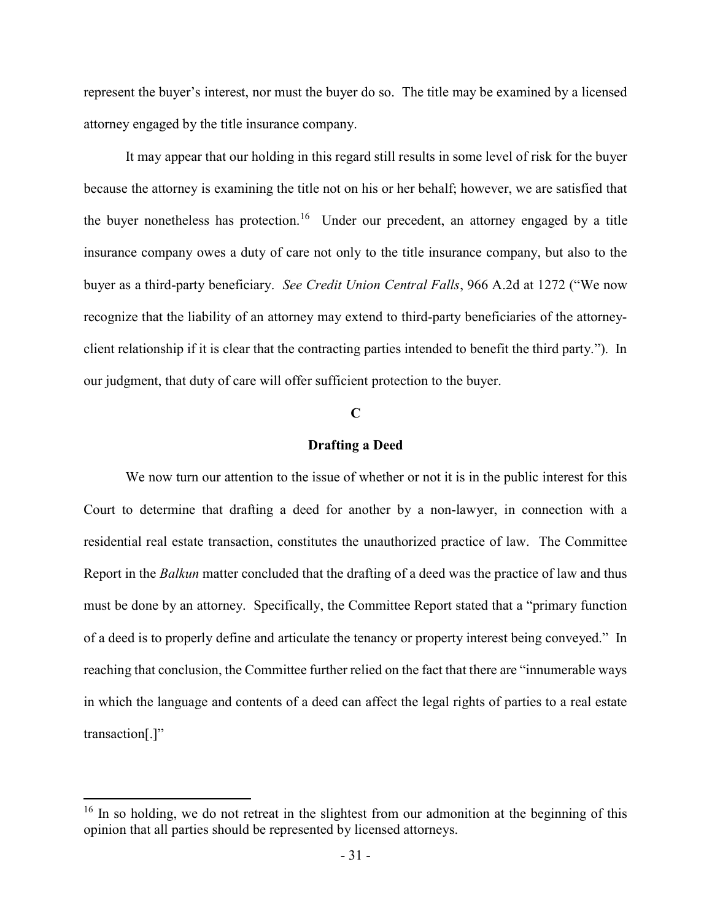represent the buyer's interest, nor must the buyer do so. The title may be examined by a licensed attorney engaged by the title insurance company.

It may appear that our holding in this regard still results in some level of risk for the buyer because the attorney is examining the title not on his or her behalf; however, we are satisfied that the buyer nonetheless has protection.[16] Under our precedent, an attorney engaged by a title insurance company owes a duty of care not only to the title insurance company, but also to the buyer as a third-party beneficiary. *See Credit Union Central Falls*, 966 A.2d at 1272 ("We now recognize that the liability of an attorney may extend to third-party beneficiaries of the attorney-client relationship if it is clear that the contracting parties intended to benefit the third party."). In our judgment, that duty of care will offer sufficient protection to the buyer.

**C**

**Drafting a Deed**

We now turn our attention to the issue of whether or not it is in the public interest for this Court to determine that drafting a deed for another by a non-lawyer, in connection with a residential real estate transaction, constitutes the unauthorized practice of law. The Committee Report in the *Balkun* matter concluded that the drafting of a deed was the practice of law and thus must be done by an attorney. Specifically, the Committee Report stated that a "primary function of a deed is to properly define and articulate the tenancy or property interest being conveyed." In reaching that conclusion, the Committee further relied on the fact that there are "innumerable ways in which the language and contents of a deed can affect the legal rights of parties to a real estate transaction[.]"

---

[16] In so holding, we do not retreat in the slightest from our admonition at the beginning of this opinion that all parties should be represented by licensed attorneys.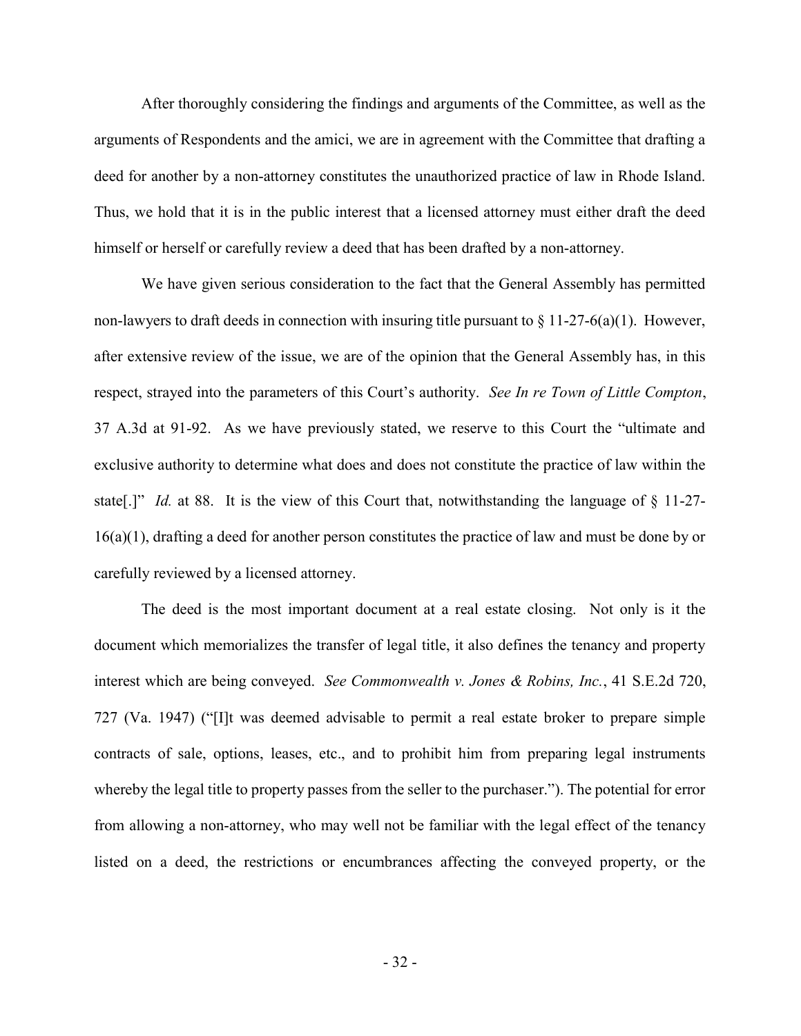After thoroughly considering the findings and arguments of the Committee, as well as the arguments of Respondents and the amici, we are in agreement with the Committee that drafting a deed for another by a non-attorney constitutes the unauthorized practice of law in Rhode Island. Thus, we hold that it is in the public interest that a licensed attorney must either draft the deed himself or herself or carefully review a deed that has been drafted by a non-attorney.

We have given serious consideration to the fact that the General Assembly has permitted non-lawyers to draft deeds in connection with insuring title pursuant to § 11-27-6(a)(1). However, after extensive review of the issue, we are of the opinion that the General Assembly has, in this respect, strayed into the parameters of this Court's authority. *See In re Town of Little Compton*, 37 A.3d at 91-92. As we have previously stated, we reserve to this Court the "ultimate and exclusive authority to determine what does and does not constitute the practice of law within the state[.]" *Id.* at 88. It is the view of this Court that, notwithstanding the language of § 11-27-16(a)(1), drafting a deed for another person constitutes the practice of law and must be done by or carefully reviewed by a licensed attorney.

The deed is the most important document at a real estate closing. Not only is it the document which memorializes the transfer of legal title, it also defines the tenancy and property interest which are being conveyed. *See Commonwealth v. Jones & Robins, Inc.*, 41 S.E.2d 720, 727 (Va. 1947) ("[I]t was deemed advisable to permit a real estate broker to prepare simple contracts of sale, options, leases, etc., and to prohibit him from preparing legal instruments whereby the legal title to property passes from the seller to the purchaser."). The potential for error from allowing a non-attorney, who may well not be familiar with the legal effect of the tenancy listed on a deed, the restrictions or encumbrances affecting the conveyed property, or the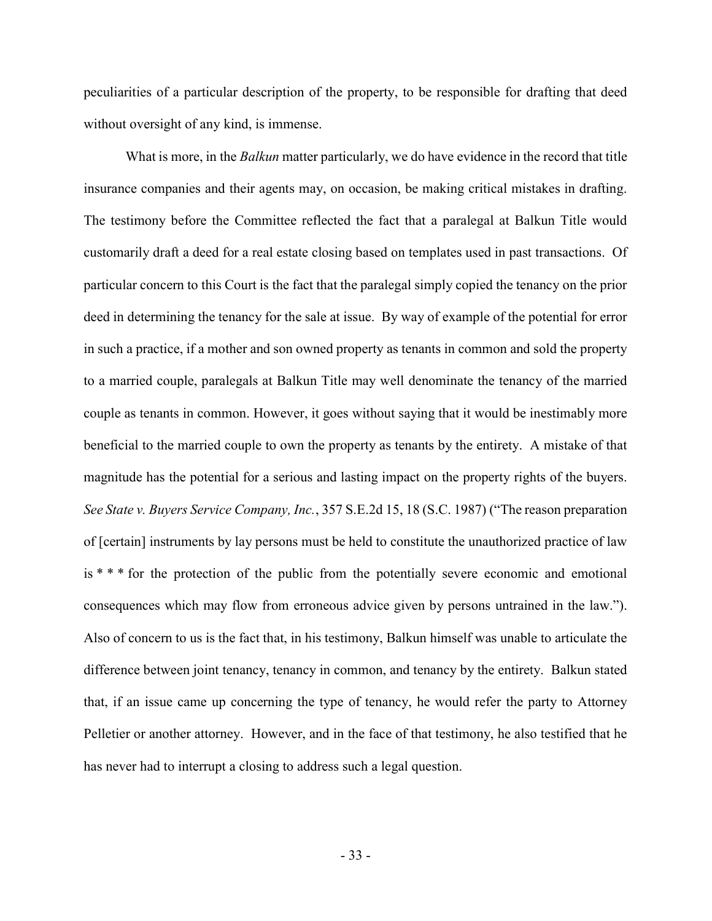peculiarities of a particular description of the property, to be responsible for drafting that deed without oversight of any kind, is immense.

What is more, in the *Balkun* matter particularly, we do have evidence in the record that title insurance companies and their agents may, on occasion, be making critical mistakes in drafting. The testimony before the Committee reflected the fact that a paralegal at Balkun Title would customarily draft a deed for a real estate closing based on templates used in past transactions. Of particular concern to this Court is the fact that the paralegal simply copied the tenancy on the prior deed in determining the tenancy for the sale at issue. By way of example of the potential for error in such a practice, if a mother and son owned property as tenants in common and sold the property to a married couple, paralegals at Balkun Title may well denominate the tenancy of the married couple as tenants in common. However, it goes without saying that it would be inestimably more beneficial to the married couple to own the property as tenants by the entirety. A mistake of that magnitude has the potential for a serious and lasting impact on the property rights of the buyers. *See State v. Buyers Service Company, Inc.*, 357 S.E.2d 15, 18 (S.C. 1987) ("The reason preparation of [certain] instruments by lay persons must be held to constitute the unauthorized practice of law is * * * for the protection of the public from the potentially severe economic and emotional consequences which may flow from erroneous advice given by persons untrained in the law."). Also of concern to us is the fact that, in his testimony, Balkun himself was unable to articulate the difference between joint tenancy, tenancy in common, and tenancy by the entirety. Balkun stated that, if an issue came up concerning the type of tenancy, he would refer the party to Attorney Pelletier or another attorney. However, and in the face of that testimony, he also testified that he has never had to interrupt a closing to address such a legal question.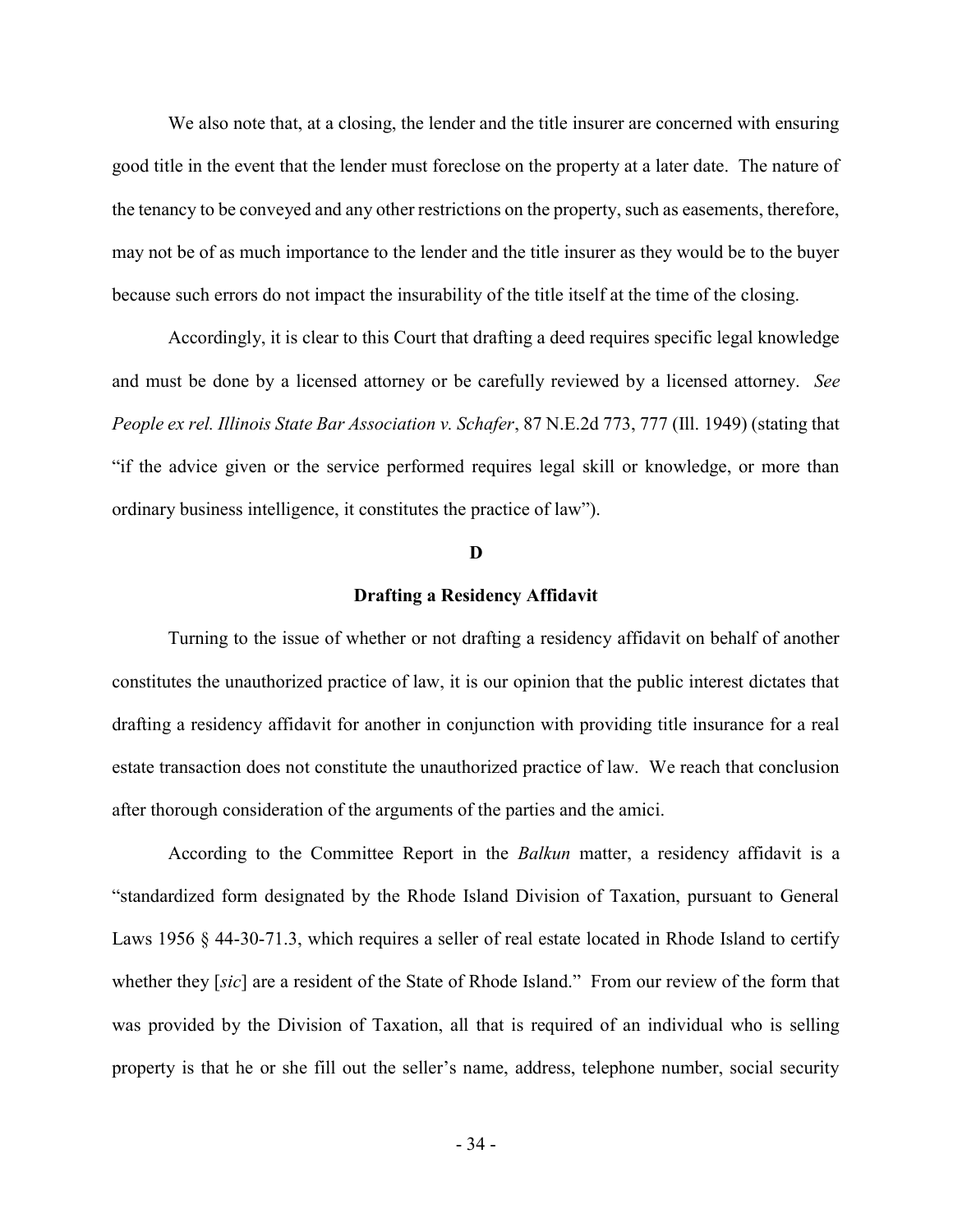We also note that, at a closing, the lender and the title insurer are concerned with ensuring good title in the event that the lender must foreclose on the property at a later date. The nature of the tenancy to be conveyed and any other restrictions on the property, such as easements, therefore, may not be of as much importance to the lender and the title insurer as they would be to the buyer because such errors do not impact the insurability of the title itself at the time of the closing.

Accordingly, it is clear to this Court that drafting a deed requires specific legal knowledge and must be done by a licensed attorney or be carefully reviewed by a licensed attorney. *See People ex rel. Illinois State Bar Association v. Schafer*, 87 N.E.2d 773, 777 (Ill. 1949) (stating that "if the advice given or the service performed requires legal skill or knowledge, or more than ordinary business intelligence, it constitutes the practice of law").

**D**

**Drafting a Residency Affidavit**

Turning to the issue of whether or not drafting a residency affidavit on behalf of another constitutes the unauthorized practice of law, it is our opinion that the public interest dictates that drafting a residency affidavit for another in conjunction with providing title insurance for a real estate transaction does not constitute the unauthorized practice of law. We reach that conclusion after thorough consideration of the arguments of the parties and the amici.

According to the Committee Report in the *Balkun* matter, a residency affidavit is a "standardized form designated by the Rhode Island Division of Taxation, pursuant to General Laws 1956 § 44-30-71.3, which requires a seller of real estate located in Rhode Island to certify whether they [*sic*] are a resident of the State of Rhode Island." From our review of the form that was provided by the Division of Taxation, all that is required of an individual who is selling property is that he or she fill out the seller's name, address, telephone number, social security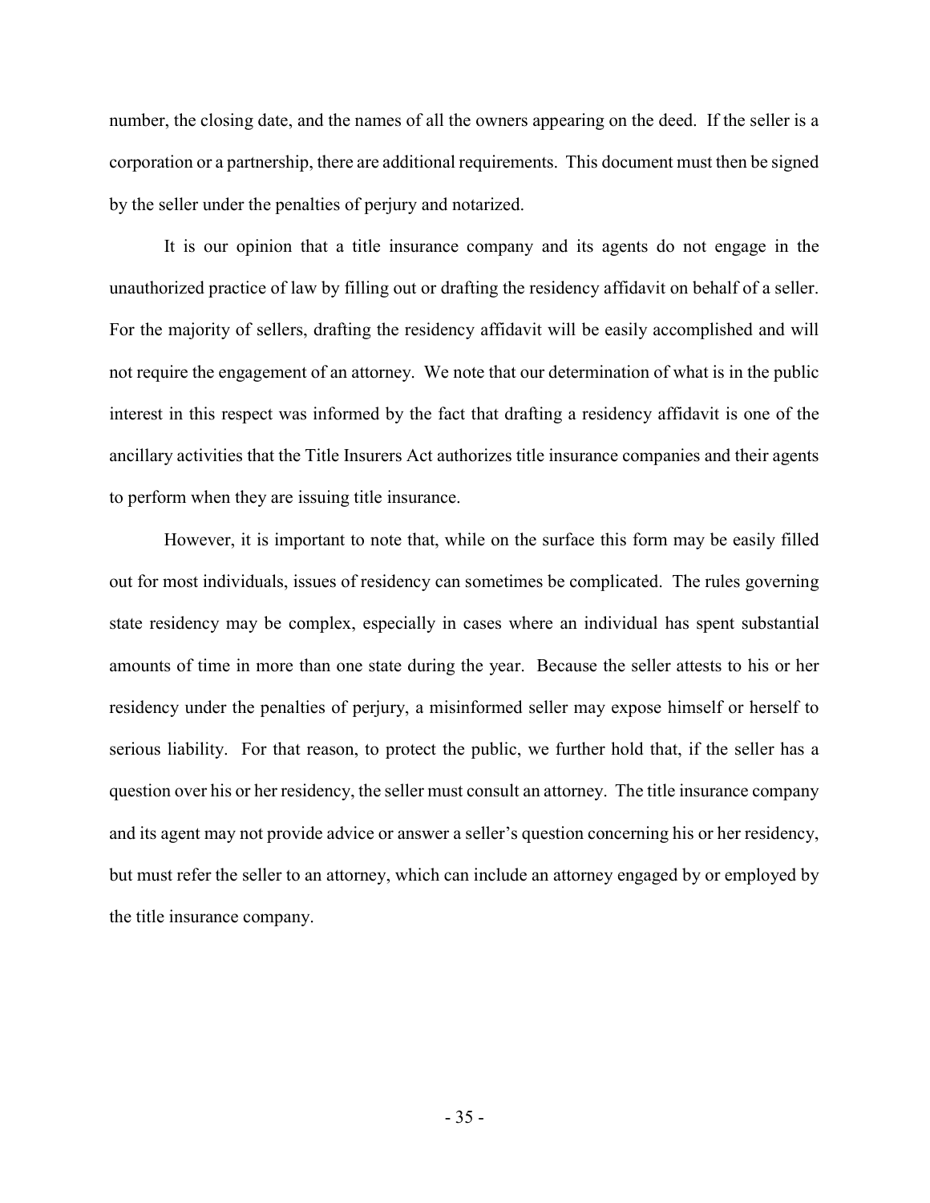number, the closing date, and the names of all the owners appearing on the deed. If the seller is a corporation or a partnership, there are additional requirements. This document must then be signed by the seller under the penalties of perjury and notarized.

It is our opinion that a title insurance company and its agents do not engage in the unauthorized practice of law by filling out or drafting the residency affidavit on behalf of a seller. For the majority of sellers, drafting the residency affidavit will be easily accomplished and will not require the engagement of an attorney. We note that our determination of what is in the public interest in this respect was informed by the fact that drafting a residency affidavit is one of the ancillary activities that the Title Insurers Act authorizes title insurance companies and their agents to perform when they are issuing title insurance.

However, it is important to note that, while on the surface this form may be easily filled out for most individuals, issues of residency can sometimes be complicated. The rules governing state residency may be complex, especially in cases where an individual has spent substantial amounts of time in more than one state during the year. Because the seller attests to his or her residency under the penalties of perjury, a misinformed seller may expose himself or herself to serious liability. For that reason, to protect the public, we further hold that, if the seller has a question over his or her residency, the seller must consult an attorney. The title insurance company and its agent may not provide advice or answer a seller's question concerning his or her residency, but must refer the seller to an attorney, which can include an attorney engaged by or employed by the title insurance company.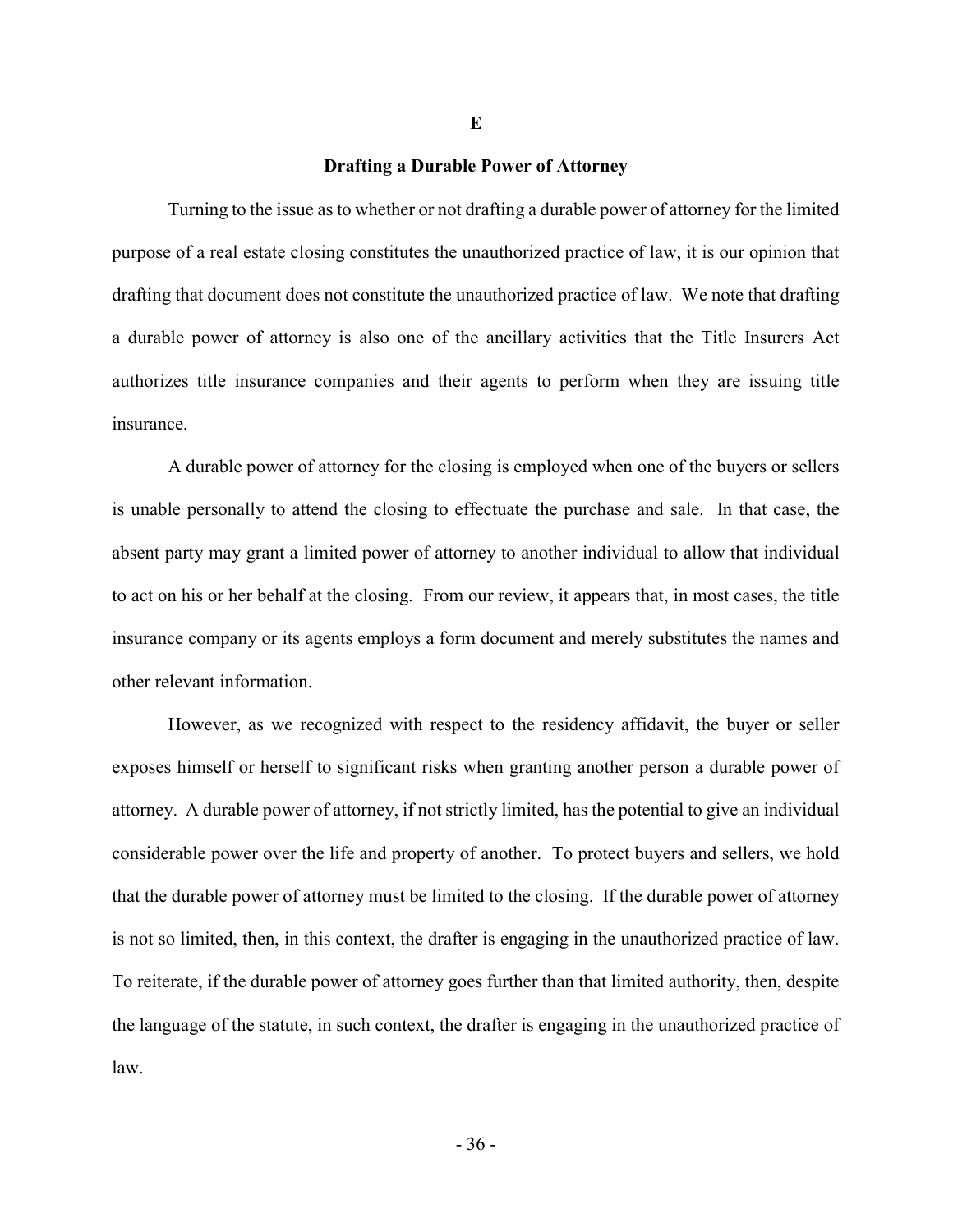### E

### Drafting a Durable Power of Attorney

Turning to the issue as to whether or not drafting a durable power of attorney for the limited purpose of a real estate closing constitutes the unauthorized practice of law, it is our opinion that drafting that document does not constitute the unauthorized practice of law. We note that drafting a durable power of attorney is also one of the ancillary activities that the Title Insurers Act authorizes title insurance companies and their agents to perform when they are issuing title insurance.

A durable power of attorney for the closing is employed when one of the buyers or sellers is unable personally to attend the closing to effectuate the purchase and sale. In that case, the absent party may grant a limited power of attorney to another individual to allow that individual to act on his or her behalf at the closing. From our review, it appears that, in most cases, the title insurance company or its agents employs a form document and merely substitutes the names and other relevant information.

However, as we recognized with respect to the residency affidavit, the buyer or seller exposes himself or herself to significant risks when granting another person a durable power of attorney. A durable power of attorney, if not strictly limited, has the potential to give an individual considerable power over the life and property of another. To protect buyers and sellers, we hold that the durable power of attorney must be limited to the closing. If the durable power of attorney is not so limited, then, in this context, the drafter is engaging in the unauthorized practice of law. To reiterate, if the durable power of attorney goes further than that limited authority, then, despite the language of the statute, in such context, the drafter is engaging in the unauthorized practice of law.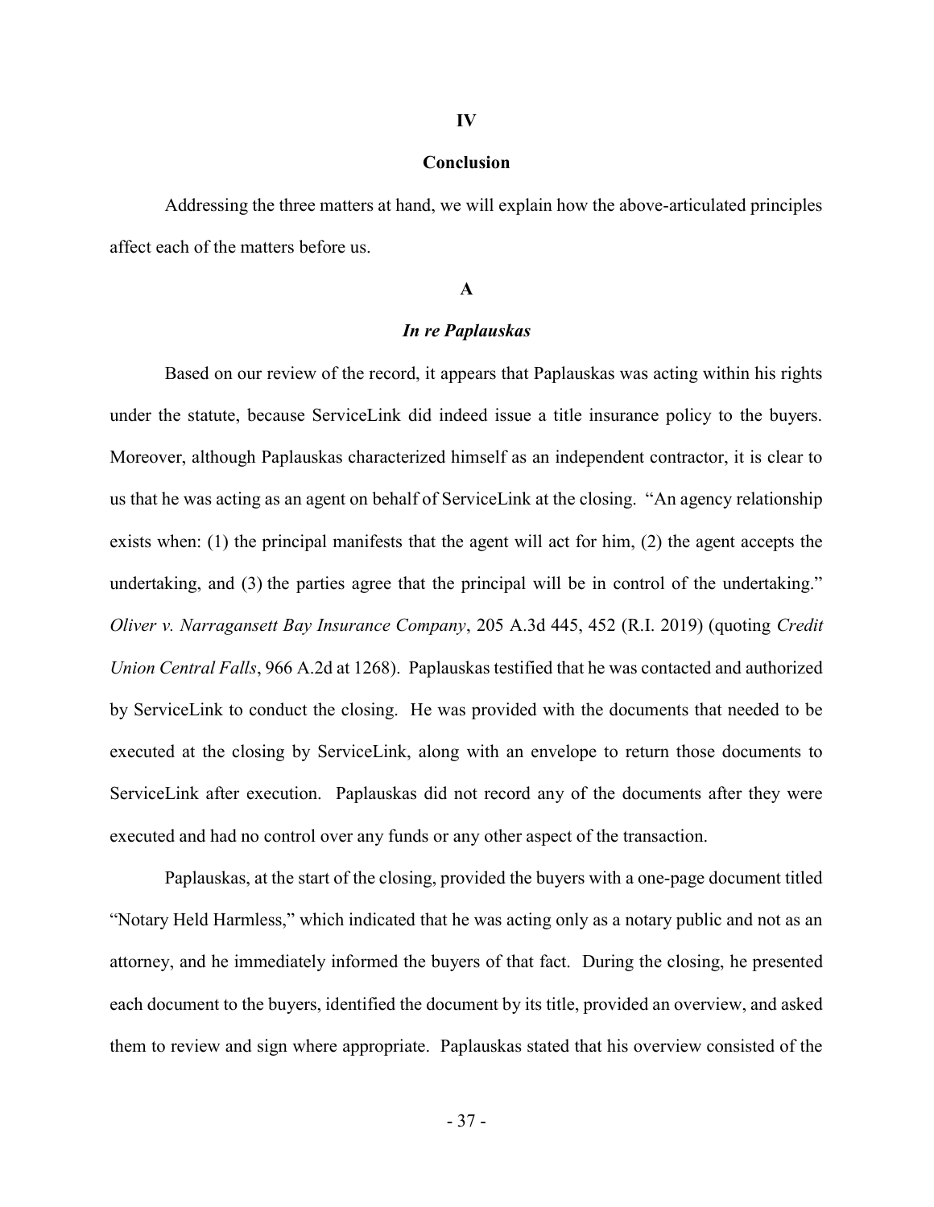## IV

## Conclusion

Addressing the three matters at hand, we will explain how the above-articulated principles affect each of the matters before us.

### A

### *In re Paplauskas*

Based on our review of the record, it appears that Paplauskas was acting within his rights under the statute, because ServiceLink did indeed issue a title insurance policy to the buyers. Moreover, although Paplauskas characterized himself as an independent contractor, it is clear to us that he was acting as an agent on behalf of ServiceLink at the closing. "An agency relationship exists when: (1) the principal manifests that the agent will act for him, (2) the agent accepts the undertaking, and (3) the parties agree that the principal will be in control of the undertaking." *Oliver v. Narragansett Bay Insurance Company*, 205 A.3d 445, 452 (R.I. 2019) (quoting *Credit Union Central Falls*, 966 A.2d at 1268). Paplauskas testified that he was contacted and authorized by ServiceLink to conduct the closing. He was provided with the documents that needed to be executed at the closing by ServiceLink, along with an envelope to return those documents to ServiceLink after execution. Paplauskas did not record any of the documents after they were executed and had no control over any funds or any other aspect of the transaction.

Paplauskas, at the start of the closing, provided the buyers with a one-page document titled "Notary Held Harmless," which indicated that he was acting only as a notary public and not as an attorney, and he immediately informed the buyers of that fact. During the closing, he presented each document to the buyers, identified the document by its title, provided an overview, and asked them to review and sign where appropriate. Paplauskas stated that his overview consisted of the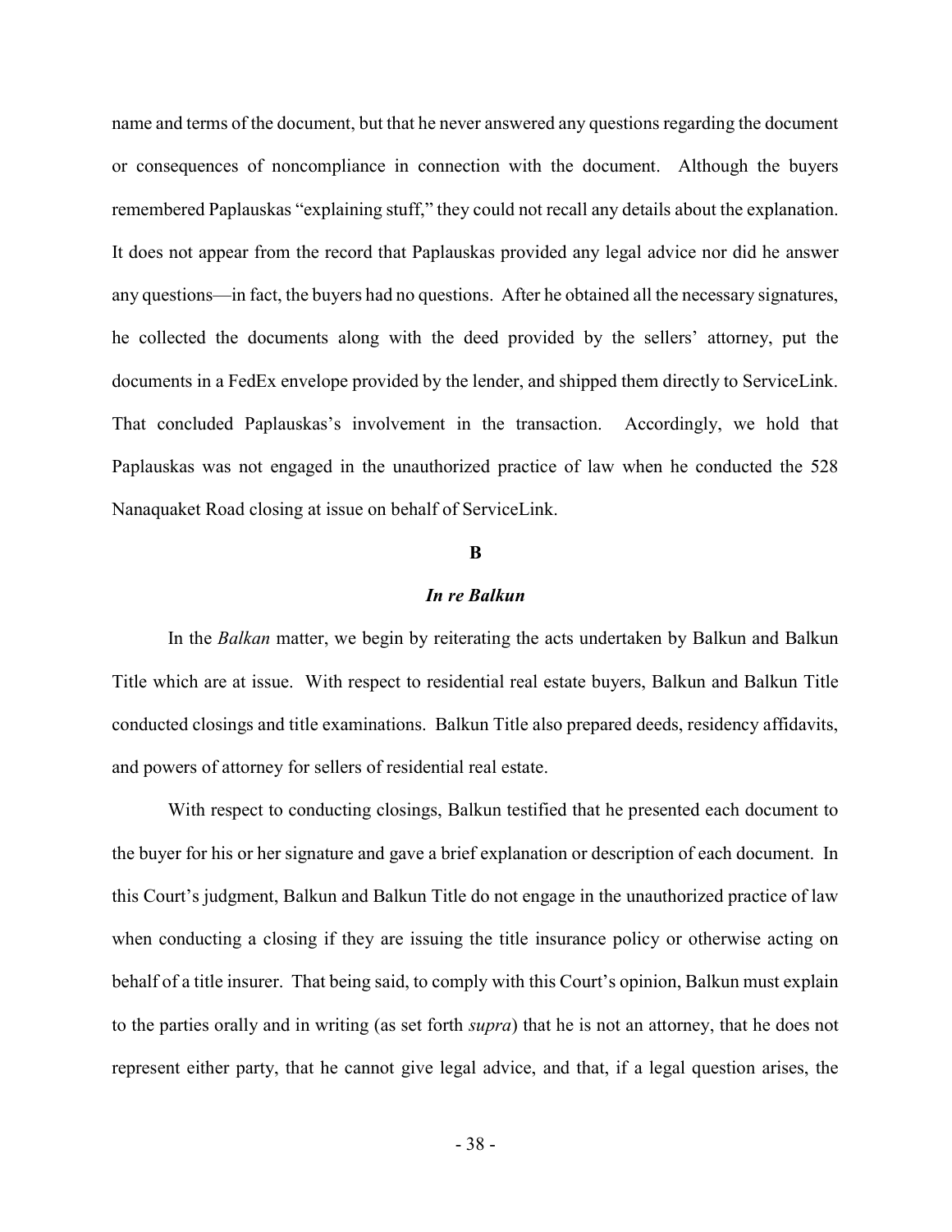name and terms of the document, but that he never answered any questions regarding the document or consequences of noncompliance in connection with the document. Although the buyers remembered Paplauskas "explaining stuff," they could not recall any details about the explanation. It does not appear from the record that Paplauskas provided any legal advice nor did he answer any questions—in fact, the buyers had no questions. After he obtained all the necessary signatures, he collected the documents along with the deed provided by the sellers' attorney, put the documents in a FedEx envelope provided by the lender, and shipped them directly to ServiceLink. That concluded Paplauskas's involvement in the transaction. Accordingly, we hold that Paplauskas was not engaged in the unauthorized practice of law when he conducted the 528 Nanaquaket Road closing at issue on behalf of ServiceLink.

**B**

***In re Balkun***

In the *Balkan* matter, we begin by reiterating the acts undertaken by Balkun and Balkun Title which are at issue. With respect to residential real estate buyers, Balkun and Balkun Title conducted closings and title examinations. Balkun Title also prepared deeds, residency affidavits, and powers of attorney for sellers of residential real estate.

With respect to conducting closings, Balkun testified that he presented each document to the buyer for his or her signature and gave a brief explanation or description of each document. In this Court's judgment, Balkun and Balkun Title do not engage in the unauthorized practice of law when conducting a closing if they are issuing the title insurance policy or otherwise acting on behalf of a title insurer. That being said, to comply with this Court's opinion, Balkun must explain to the parties orally and in writing (as set forth *supra*) that he is not an attorney, that he does not represent either party, that he cannot give legal advice, and that, if a legal question arises, the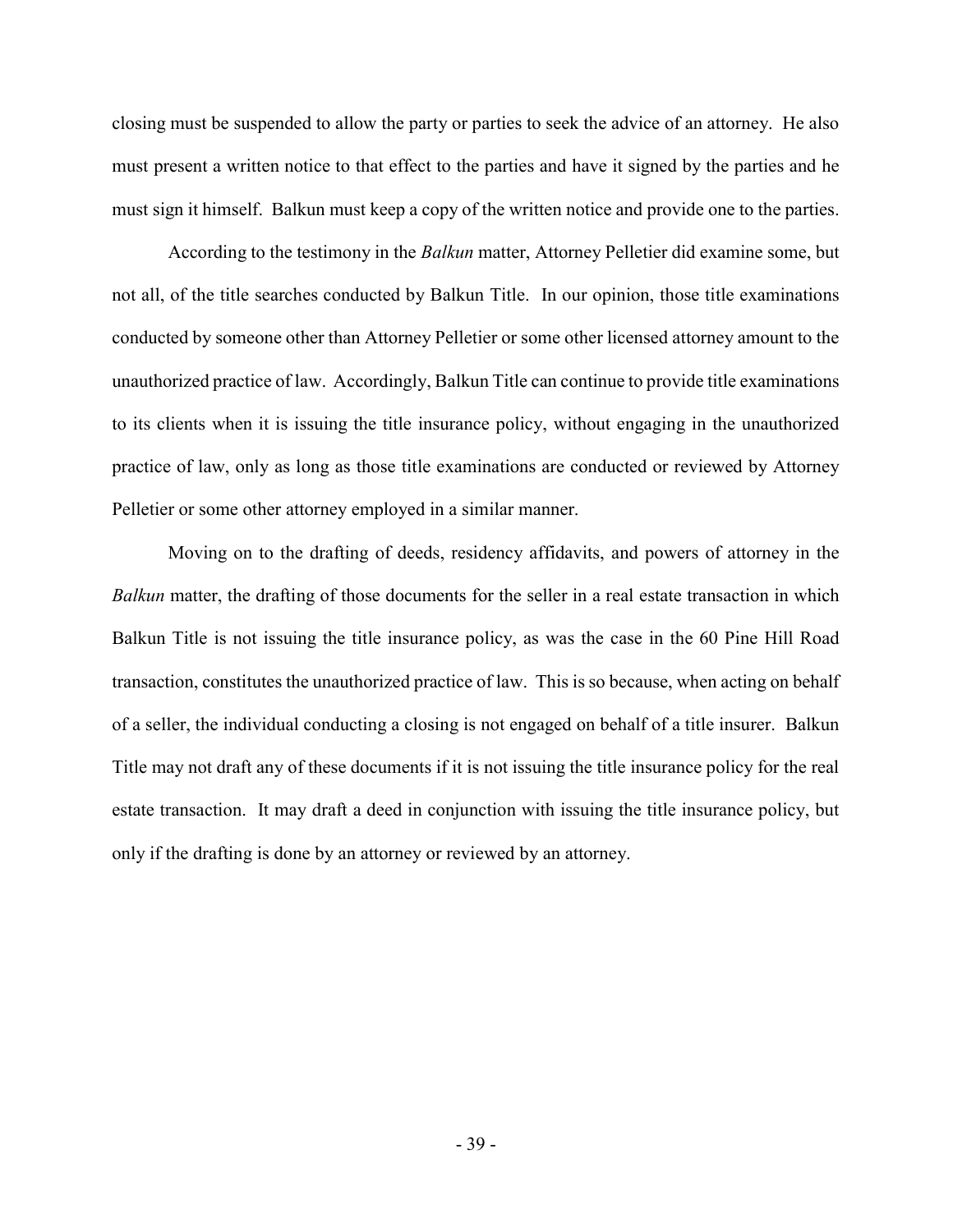closing must be suspended to allow the party or parties to seek the advice of an attorney. He also must present a written notice to that effect to the parties and have it signed by the parties and he must sign it himself. Balkun must keep a copy of the written notice and provide one to the parties.

According to the testimony in the *Balkun* matter, Attorney Pelletier did examine some, but not all, of the title searches conducted by Balkun Title. In our opinion, those title examinations conducted by someone other than Attorney Pelletier or some other licensed attorney amount to the unauthorized practice of law. Accordingly, Balkun Title can continue to provide title examinations to its clients when it is issuing the title insurance policy, without engaging in the unauthorized practice of law, only as long as those title examinations are conducted or reviewed by Attorney Pelletier or some other attorney employed in a similar manner.

Moving on to the drafting of deeds, residency affidavits, and powers of attorney in the *Balkun* matter, the drafting of those documents for the seller in a real estate transaction in which Balkun Title is not issuing the title insurance policy, as was the case in the 60 Pine Hill Road transaction, constitutes the unauthorized practice of law. This is so because, when acting on behalf of a seller, the individual conducting a closing is not engaged on behalf of a title insurer. Balkun Title may not draft any of these documents if it is not issuing the title insurance policy for the real estate transaction. It may draft a deed in conjunction with issuing the title insurance policy, but only if the drafting is done by an attorney or reviewed by an attorney.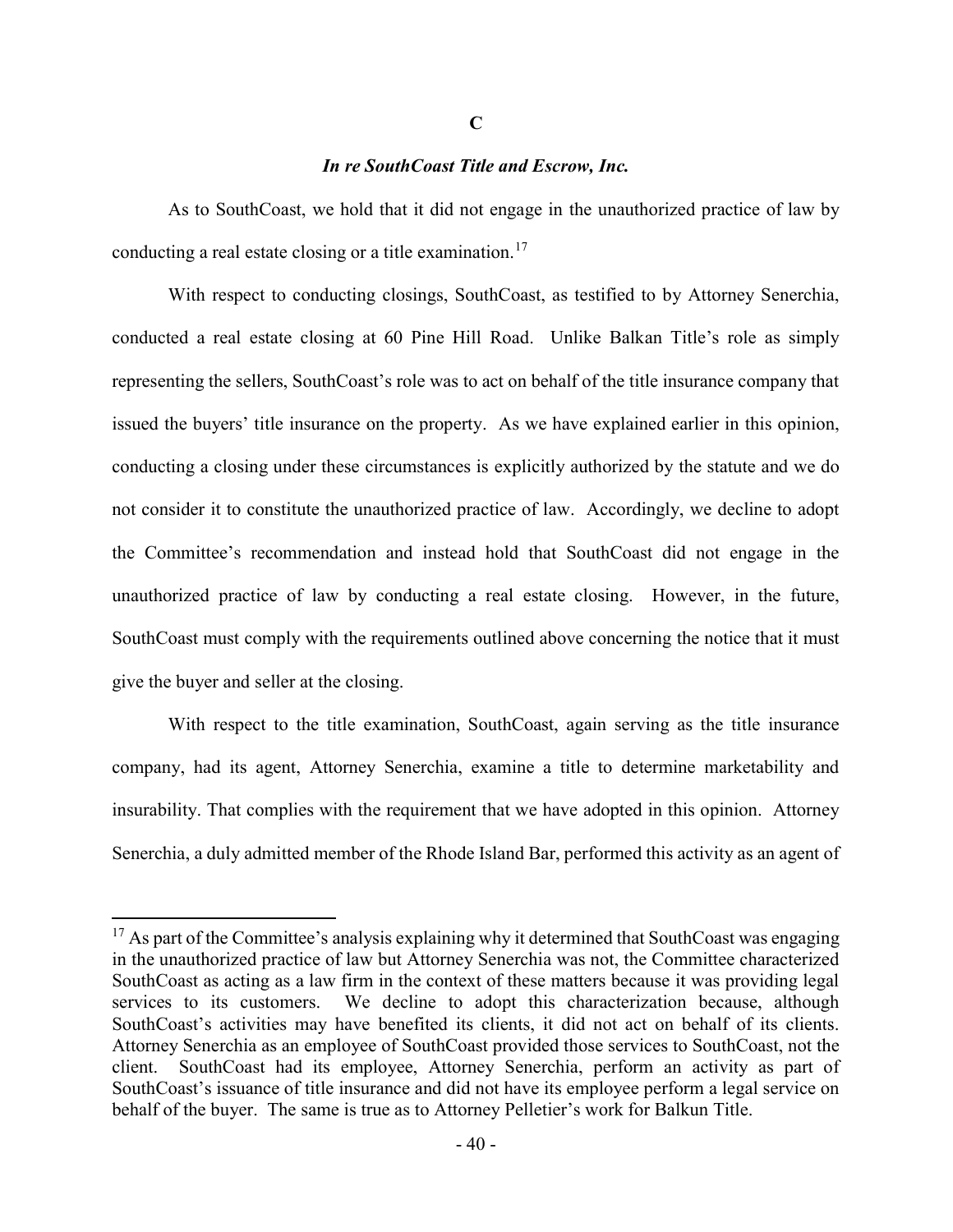### C

### *In re SouthCoast Title and Escrow, Inc.*

As to SouthCoast, we hold that it did not engage in the unauthorized practice of law by conducting a real estate closing or a title examination.[17]

With respect to conducting closings, SouthCoast, as testified to by Attorney Senerchia, conducted a real estate closing at 60 Pine Hill Road. Unlike Balkan Title's role as simply representing the sellers, SouthCoast's role was to act on behalf of the title insurance company that issued the buyers' title insurance on the property. As we have explained earlier in this opinion, conducting a closing under these circumstances is explicitly authorized by the statute and we do not consider it to constitute the unauthorized practice of law. Accordingly, we decline to adopt the Committee's recommendation and instead hold that SouthCoast did not engage in the unauthorized practice of law by conducting a real estate closing. However, in the future, SouthCoast must comply with the requirements outlined above concerning the notice that it must give the buyer and seller at the closing.

With respect to the title examination, SouthCoast, again serving as the title insurance company, had its agent, Attorney Senerchia, examine a title to determine marketability and insurability. That complies with the requirement that we have adopted in this opinion. Attorney Senerchia, a duly admitted member of the Rhode Island Bar, performed this activity as an agent of

---

[17] As part of the Committee's analysis explaining why it determined that SouthCoast was engaging in the unauthorized practice of law but Attorney Senerchia was not, the Committee characterized SouthCoast as acting as a law firm in the context of these matters because it was providing legal services to its customers. We decline to adopt this characterization because, although SouthCoast's activities may have benefited its clients, it did not act on behalf of its clients. Attorney Senerchia as an employee of SouthCoast provided those services to SouthCoast, not the client. SouthCoast had its employee, Attorney Senerchia, perform an activity as part of SouthCoast's issuance of title insurance and did not have its employee perform a legal service on behalf of the buyer. The same is true as to Attorney Pelletier's work for Balkun Title.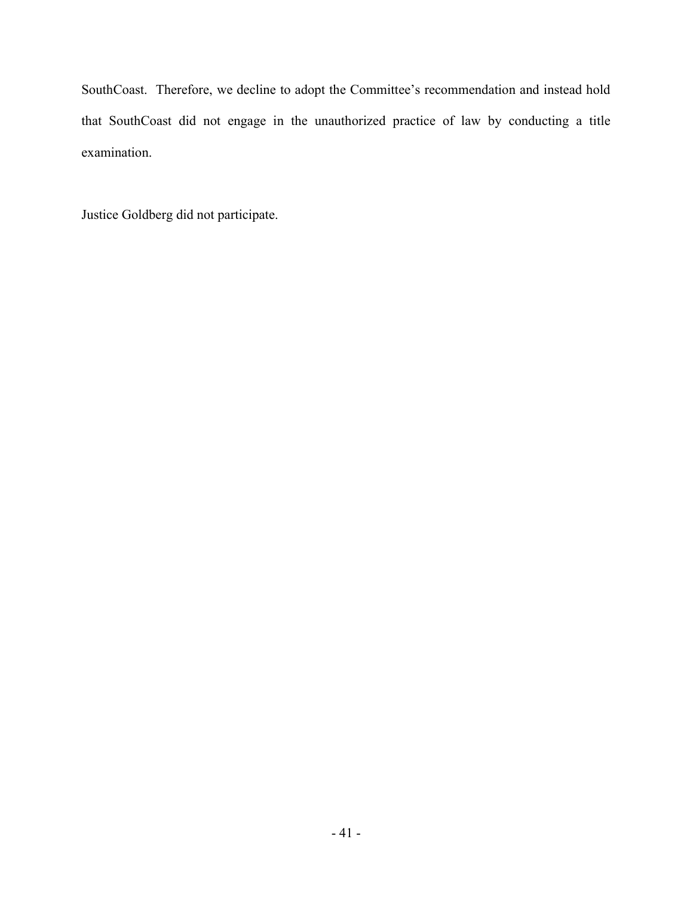SouthCoast. Therefore, we decline to adopt the Committee's recommendation and instead hold that SouthCoast did not engage in the unauthorized practice of law by conducting a title examination.

Justice Goldberg did not participate.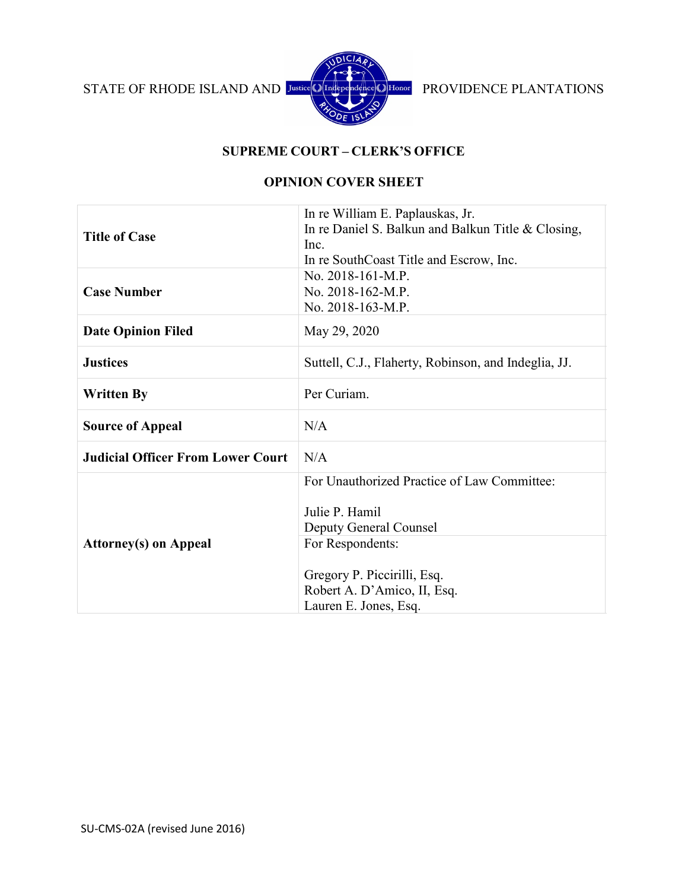STATE OF RHODE ISLAND AND PROVIDENCE PLANTATIONS

**SUPREME COURT – CLERK'S OFFICE**

**OPINION COVER SHEET**

| | |
|---|---|
| **Title of Case** | In re William E. Paplauskas, Jr.<br>In re Daniel S. Balkun and Balkun Title & Closing, Inc.<br>In re SouthCoast Title and Escrow, Inc. |
| **Case Number** | No. 2018-161-M.P.<br>No. 2018-162-M.P.<br>No. 2018-163-M.P. |
| **Date Opinion Filed** | May 29, 2020 |
| **Justices** | Suttell, C.J., Flaherty, Robinson, and Indeglia, JJ. |
| **Written By** | Per Curiam. |
| **Source of Appeal** | N/A |
| **Judicial Officer From Lower Court** | N/A |
| **Attorney(s) on Appeal** | For Unauthorized Practice of Law Committee:<br><br>Julie P. Hamil<br>Deputy General Counsel |
| | For Respondents:<br><br>Gregory P. Piccirilli, Esq.<br>Robert A. D'Amico, II, Esq.<br>Lauren E. Jones, Esq. |

SU-CMS-02A (revised June 2016)